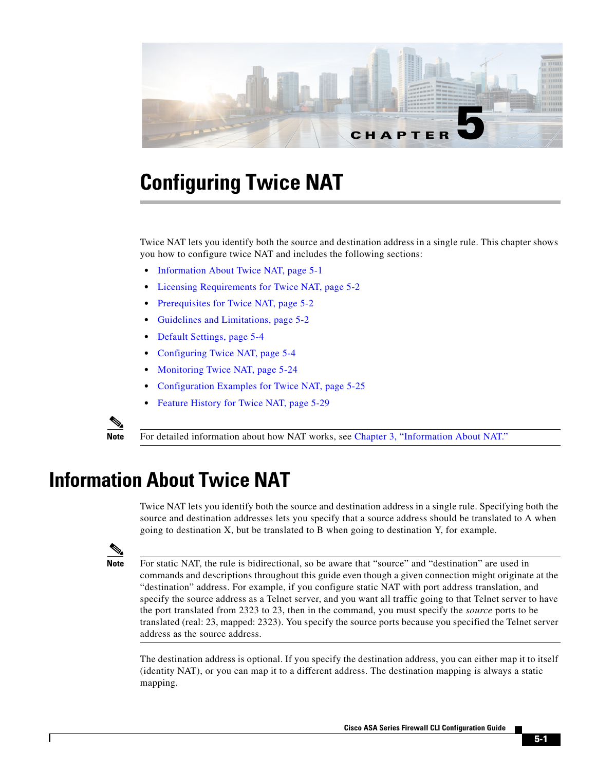CHAPTER 5

# Configuring Twice NAT

Twice NAT lets you identify both the source and destination address in a single rule. This chapter shows you how to configure twice NAT and includes the following sections:

- Information About Twice NAT, page 5-1
- Licensing Requirements for Twice NAT, page 5-2
- Prerequisites for Twice NAT, page 5-2
- Guidelines and Limitations, page 5-2
- Default Settings, page 5-4
- Configuring Twice NAT, page 5-4
- Monitoring Twice NAT, page 5-24
- Configuration Examples for Twice NAT, page 5-25
- Feature History for Twice NAT, page 5-29

**Note** For detailed information about how NAT works, see Chapter 3, "Information About NAT."

## Information About Twice NAT

Twice NAT lets you identify both the source and destination address in a single rule. Specifying both the source and destination addresses lets you specify that a source address should be translated to A when going to destination X, but be translated to B when going to destination Y, for example.

**Note** For static NAT, the rule is bidirectional, so be aware that "source" and "destination" are used in commands and descriptions throughout this guide even though a given connection might originate at the "destination" address. For example, if you configure static NAT with port address translation, and specify the source address as a Telnet server, and you want all traffic going to that Telnet server to have the port translated from 2323 to 23, then in the command, you must specify the *source* ports to be translated (real: 23, mapped: 2323). You specify the source ports because you specified the Telnet server address as the source address.

The destination address is optional. If you specify the destination address, you can either map it to itself (identity NAT), or you can map it to a different address. The destination mapping is always a static mapping.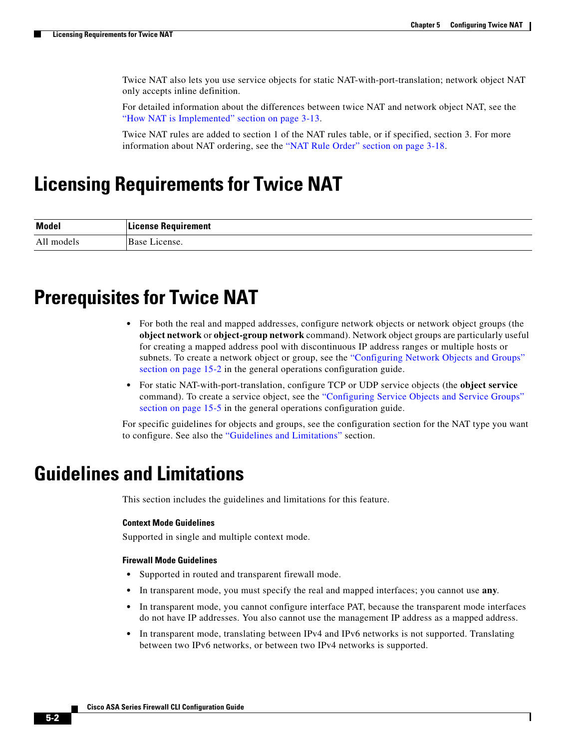Twice NAT also lets you use service objects for static NAT-with-port-translation; network object NAT only accepts inline definition.

For detailed information about the differences between twice NAT and network object NAT, see the "How NAT is Implemented" section on page 3-13.

Twice NAT rules are added to section 1 of the NAT rules table, or if specified, section 3. For more information about NAT ordering, see the "NAT Rule Order" section on page 3-18.

# Licensing Requirements for Twice NAT

| Model | License Requirement |
|---|---|
| All models | Base License. |

# Prerequisites for Twice NAT

- For both the real and mapped addresses, configure network objects or network object groups (the **object network** or **object-group network** command). Network object groups are particularly useful for creating a mapped address pool with discontinuous IP address ranges or multiple hosts or subnets. To create a network object or group, see the "Configuring Network Objects and Groups" section on page 15-2 in the general operations configuration guide.
- For static NAT-with-port-translation, configure TCP or UDP service objects (the **object service** command). To create a service object, see the "Configuring Service Objects and Service Groups" section on page 15-5 in the general operations configuration guide.

For specific guidelines for objects and groups, see the configuration section for the NAT type you want to configure. See also the "Guidelines and Limitations" section.

# Guidelines and Limitations

This section includes the guidelines and limitations for this feature.

### Context Mode Guidelines

Supported in single and multiple context mode.

### Firewall Mode Guidelines

- Supported in routed and transparent firewall mode.
- In transparent mode, you must specify the real and mapped interfaces; you cannot use **any**.
- In transparent mode, you cannot configure interface PAT, because the transparent mode interfaces do not have IP addresses. You also cannot use the management IP address as a mapped address.
- In transparent mode, translating between IPv4 and IPv6 networks is not supported. Translating between two IPv6 networks, or between two IPv4 networks is supported.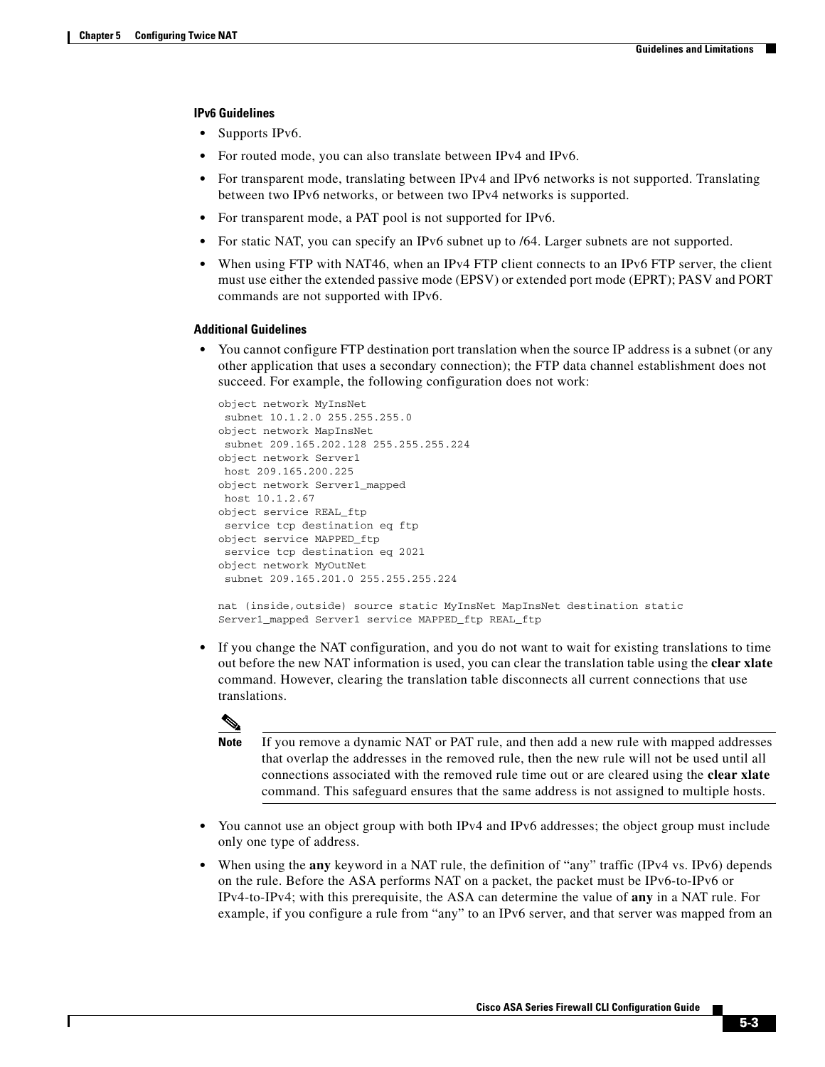### IPv6 Guidelines

- Supports IPv6.
- For routed mode, you can also translate between IPv4 and IPv6.
- For transparent mode, translating between IPv4 and IPv6 networks is not supported. Translating between two IPv6 networks, or between two IPv4 networks is supported.
- For transparent mode, a PAT pool is not supported for IPv6.
- For static NAT, you can specify an IPv6 subnet up to /64. Larger subnets are not supported.
- When using FTP with NAT46, when an IPv4 FTP client connects to an IPv6 FTP server, the client must use either the extended passive mode (EPSV) or extended port mode (EPRT); PASV and PORT commands are not supported with IPv6.

### Additional Guidelines

- You cannot configure FTP destination port translation when the source IP address is a subnet (or any other application that uses a secondary connection); the FTP data channel establishment does not succeed. For example, the following configuration does not work:

```
object network MyInsNet
 subnet 10.1.2.0 255.255.255.0
object network MapInsNet
 subnet 209.165.202.128 255.255.255.224
object network Server1
 host 209.165.200.225
object network Server1_mapped
 host 10.1.2.67
object service REAL_ftp
 service tcp destination eq ftp
object service MAPPED_ftp
 service tcp destination eq 2021
object network MyOutNet
 subnet 209.165.201.0 255.255.255.224

nat (inside,outside) source static MyInsNet MapInsNet destination static
Server1_mapped Server1 service MAPPED_ftp REAL_ftp
```

- If you change the NAT configuration, and you do not want to wait for existing translations to time out before the new NAT information is used, you can clear the translation table using the **clear xlate** command. However, clearing the translation table disconnects all current connections that use translations.

> **Note** If you remove a dynamic NAT or PAT rule, and then add a new rule with mapped addresses that overlap the addresses in the removed rule, then the new rule will not be used until all connections associated with the removed rule time out or are cleared using the **clear xlate** command. This safeguard ensures that the same address is not assigned to multiple hosts.

- You cannot use an object group with both IPv4 and IPv6 addresses; the object group must include only one type of address.
- When using the **any** keyword in a NAT rule, the definition of "any" traffic (IPv4 vs. IPv6) depends on the rule. Before the ASA performs NAT on a packet, the packet must be IPv6-to-IPv6 or IPv4-to-IPv4; with this prerequisite, the ASA can determine the value of **any** in a NAT rule. For example, if you configure a rule from "any" to an IPv6 server, and that server was mapped from an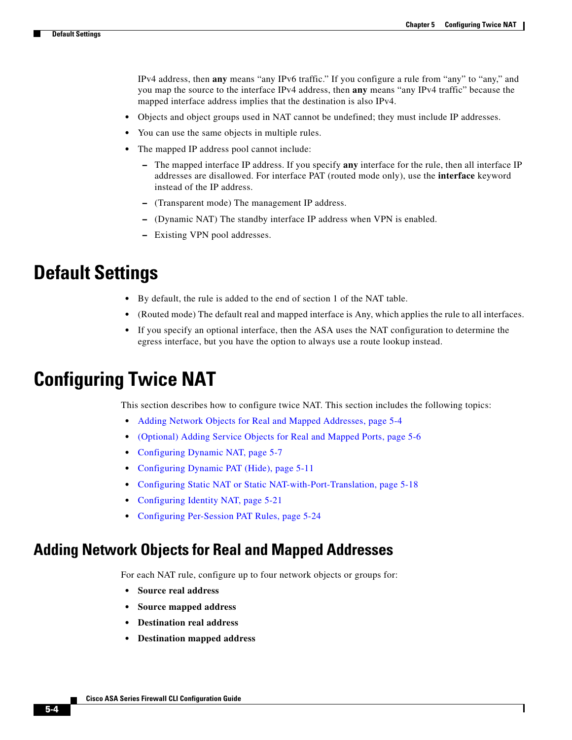IPv4 address, then **any** means "any IPv6 traffic." If you configure a rule from "any" to "any," and you map the source to the interface IPv4 address, then **any** means "any IPv4 traffic" because the mapped interface address implies that the destination is also IPv4.

- Objects and object groups used in NAT cannot be undefined; they must include IP addresses.
- You can use the same objects in multiple rules.
- The mapped IP address pool cannot include:
  - The mapped interface IP address. If you specify **any** interface for the rule, then all interface IP addresses are disallowed. For interface PAT (routed mode only), use the **interface** keyword instead of the IP address.
  - (Transparent mode) The management IP address.
  - (Dynamic NAT) The standby interface IP address when VPN is enabled.
  - Existing VPN pool addresses.

# Default Settings

- By default, the rule is added to the end of section 1 of the NAT table.
- (Routed mode) The default real and mapped interface is Any, which applies the rule to all interfaces.
- If you specify an optional interface, then the ASA uses the NAT configuration to determine the egress interface, but you have the option to always use a route lookup instead.

# Configuring Twice NAT

This section describes how to configure twice NAT. This section includes the following topics:

- Adding Network Objects for Real and Mapped Addresses, page 5-4
- (Optional) Adding Service Objects for Real and Mapped Ports, page 5-6
- Configuring Dynamic NAT, page 5-7
- Configuring Dynamic PAT (Hide), page 5-11
- Configuring Static NAT or Static NAT-with-Port-Translation, page 5-18
- Configuring Identity NAT, page 5-21
- Configuring Per-Session PAT Rules, page 5-24

## Adding Network Objects for Real and Mapped Addresses

For each NAT rule, configure up to four network objects or groups for:

- **Source real address**
- **Source mapped address**
- **Destination real address**
- **Destination mapped address**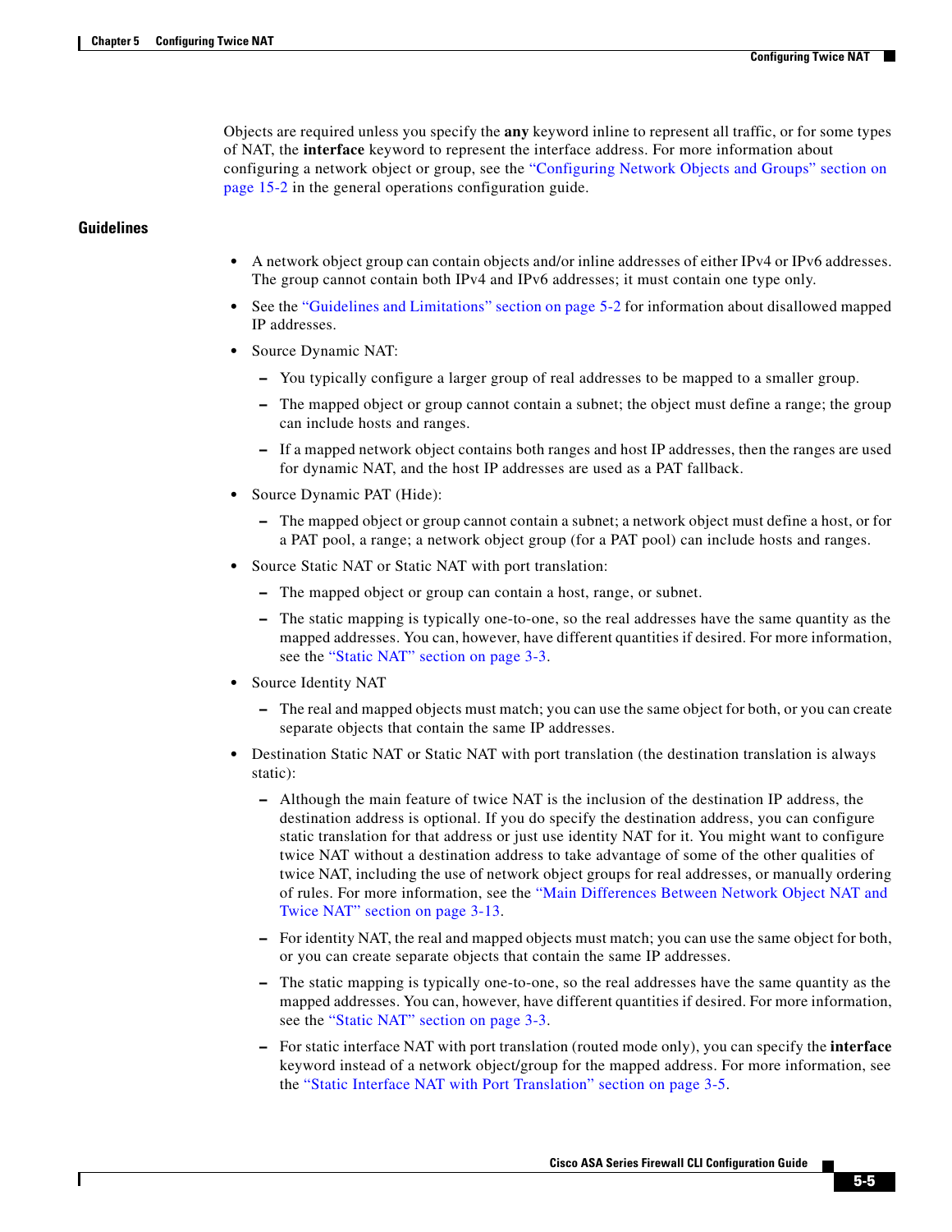Objects are required unless you specify the **any** keyword inline to represent all traffic, or for some types of NAT, the **interface** keyword to represent the interface address. For more information about configuring a network object or group, see the "Configuring Network Objects and Groups" section on page 15-2 in the general operations configuration guide.

## Guidelines

- A network object group can contain objects and/or inline addresses of either IPv4 or IPv6 addresses. The group cannot contain both IPv4 and IPv6 addresses; it must contain one type only.
- See the "Guidelines and Limitations" section on page 5-2 for information about disallowed mapped IP addresses.
- Source Dynamic NAT:
  - You typically configure a larger group of real addresses to be mapped to a smaller group.
  - The mapped object or group cannot contain a subnet; the object must define a range; the group can include hosts and ranges.
  - If a mapped network object contains both ranges and host IP addresses, then the ranges are used for dynamic NAT, and the host IP addresses are used as a PAT fallback.
- Source Dynamic PAT (Hide):
  - The mapped object or group cannot contain a subnet; a network object must define a host, or for a PAT pool, a range; a network object group (for a PAT pool) can include hosts and ranges.
- Source Static NAT or Static NAT with port translation:
  - The mapped object or group can contain a host, range, or subnet.
  - The static mapping is typically one-to-one, so the real addresses have the same quantity as the mapped addresses. You can, however, have different quantities if desired. For more information, see the "Static NAT" section on page 3-3.
- Source Identity NAT
  - The real and mapped objects must match; you can use the same object for both, or you can create separate objects that contain the same IP addresses.
- Destination Static NAT or Static NAT with port translation (the destination translation is always static):
  - Although the main feature of twice NAT is the inclusion of the destination IP address, the destination address is optional. If you do specify the destination address, you can configure static translation for that address or just use identity NAT for it. You might want to configure twice NAT without a destination address to take advantage of some of the other qualities of twice NAT, including the use of network object groups for real addresses, or manually ordering of rules. For more information, see the "Main Differences Between Network Object NAT and Twice NAT" section on page 3-13.
  - For identity NAT, the real and mapped objects must match; you can use the same object for both, or you can create separate objects that contain the same IP addresses.
  - The static mapping is typically one-to-one, so the real addresses have the same quantity as the mapped addresses. You can, however, have different quantities if desired. For more information, see the "Static NAT" section on page 3-3.
  - For static interface NAT with port translation (routed mode only), you can specify the **interface** keyword instead of a network object/group for the mapped address. For more information, see the "Static Interface NAT with Port Translation" section on page 3-5.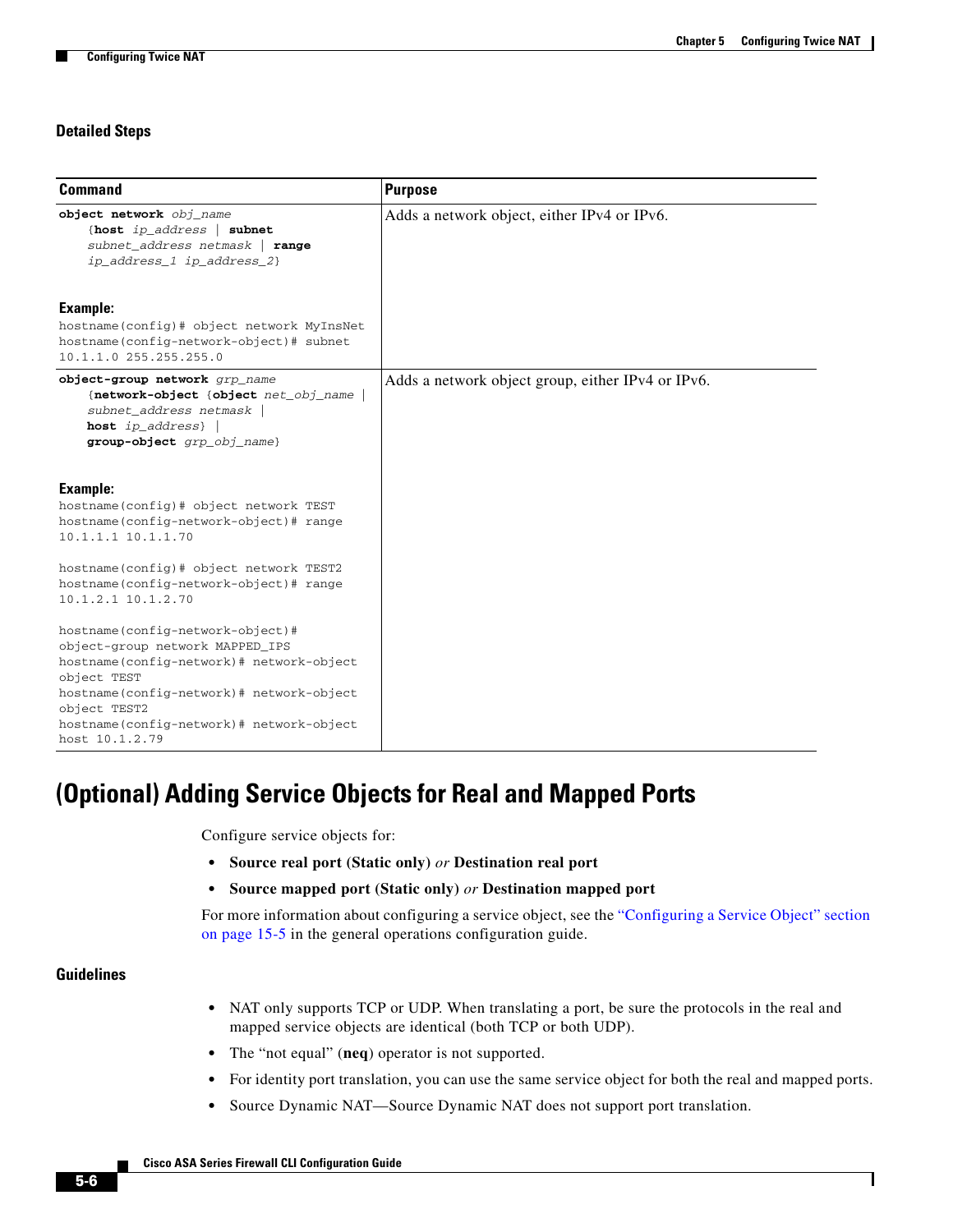### Detailed Steps

| Command | Purpose |
|---|---|
| **object network** *obj_name* {**host** *ip_address* \| **subnet** *subnet_address netmask* \| **range** *ip_address_1 ip_address_2*}<br><br>**Example:**<br>`hostname(config)# object network MyInsNet`<br>`hostname(config-network-object)# subnet 10.1.1.0 255.255.255.0` | Adds a network object, either IPv4 or IPv6. |
| **object-group network** *grp_name* {**network-object** {**object** *net_obj_name* \| *subnet_address netmask* \| **host** *ip_address*} \| **group-object** *grp_obj_name*}<br><br>**Example:**<br>`hostname(config)# object network TEST`<br>`hostname(config-network-object)# range 10.1.1.1 10.1.1.70`<br><br>`hostname(config)# object network TEST2`<br>`hostname(config-network-object)# range 10.1.2.1 10.1.2.70`<br><br>`hostname(config-network-object)# object-group network MAPPED_IPS`<br>`hostname(config-network)# network-object object TEST`<br>`hostname(config-network)# network-object object TEST2`<br>`hostname(config-network)# network-object host 10.1.2.79` | Adds a network object group, either IPv4 or IPv6. |

# (Optional) Adding Service Objects for Real and Mapped Ports

Configure service objects for:

- **Source real port (Static only)** *or* **Destination real port**
- **Source mapped port (Static only)** *or* **Destination mapped port**

For more information about configuring a service object, see the "Configuring a Service Object" section on page 15-5 in the general operations configuration guide.

### Guidelines

- NAT only supports TCP or UDP. When translating a port, be sure the protocols in the real and mapped service objects are identical (both TCP or both UDP).
- The "not equal" (**neq**) operator is not supported.
- For identity port translation, you can use the same service object for both the real and mapped ports.
- Source Dynamic NAT—Source Dynamic NAT does not support port translation.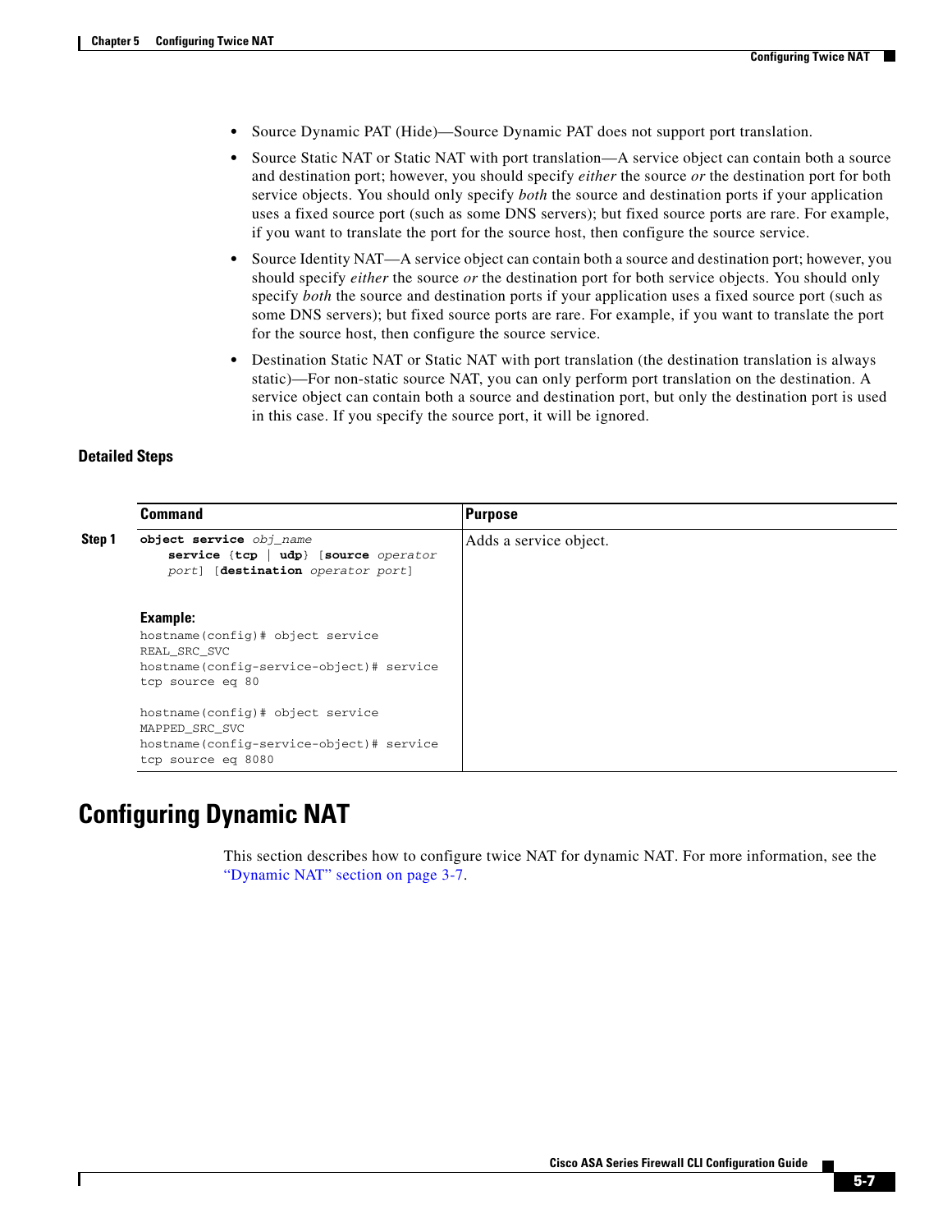- Source Dynamic PAT (Hide)—Source Dynamic PAT does not support port translation.
- Source Static NAT or Static NAT with port translation—A service object can contain both a source and destination port; however, you should specify *either* the source *or* the destination port for both service objects. You should only specify *both* the source and destination ports if your application uses a fixed source port (such as some DNS servers); but fixed source ports are rare. For example, if you want to translate the port for the source host, then configure the source service.
- Source Identity NAT—A service object can contain both a source and destination port; however, you should specify *either* the source *or* the destination port for both service objects. You should only specify *both* the source and destination ports if your application uses a fixed source port (such as some DNS servers); but fixed source ports are rare. For example, if you want to translate the port for the source host, then configure the source service.
- Destination Static NAT or Static NAT with port translation (the destination translation is always static)—For non-static source NAT, you can only perform port translation on the destination. A service object can contain both a source and destination port, but only the destination port is used in this case. If you specify the source port, it will be ignored.

### Detailed Steps

| | Command | Purpose |
|---|---|---|
| **Step 1** | **object service** *obj_name* **service** {**tcp** \| **udp**} [**source** *operator port*] [**destination** *operator port*]<br><br>**Example:**<br>`hostname(config)# object service REAL_SRC_SVC`<br>`hostname(config-service-object)# service tcp source eq 80`<br><br>`hostname(config)# object service MAPPED_SRC_SVC`<br>`hostname(config-service-object)# service tcp source eq 8080` | Adds a service object. |

## Configuring Dynamic NAT

This section describes how to configure twice NAT for dynamic NAT. For more information, see the "Dynamic NAT" section on page 3-7.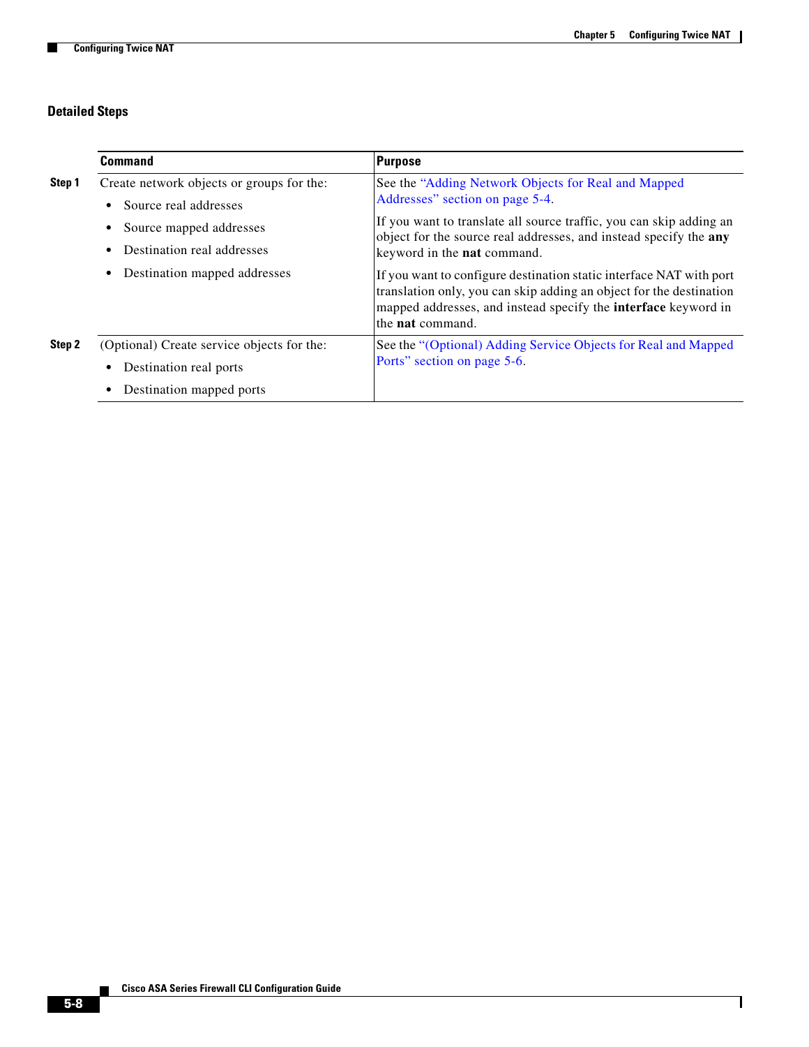### Detailed Steps

| | Command | Purpose |
|---|---|---|
| **Step 1** | Create network objects or groups for the: <br>• Source real addresses <br>• Source mapped addresses <br>• Destination real addresses <br>• Destination mapped addresses | See the "Adding Network Objects for Real and Mapped Addresses" section on page 5-4. <br><br>If you want to translate all source traffic, you can skip adding an object for the source real addresses, and instead specify the **any** keyword in the **nat** command. <br><br>If you want to configure destination static interface NAT with port translation only, you can skip adding an object for the destination mapped addresses, and instead specify the **interface** keyword in the **nat** command. |
| **Step 2** | (Optional) Create service objects for the: <br>• Destination real ports <br>• Destination mapped ports | See the "(Optional) Adding Service Objects for Real and Mapped Ports" section on page 5-6. |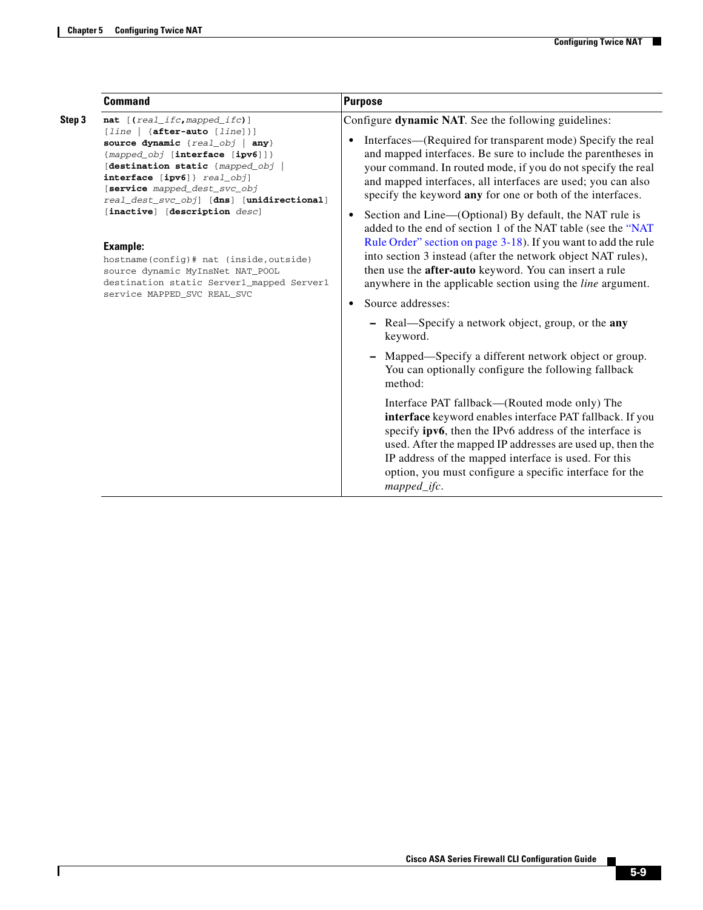| | Command | Purpose |
|---|---|---|
| **Step 3** | **nat** [**(***real_ifc***,***mapped_ifc***)**] [*line* \| {**after-auto** [*line*]}] **source dynamic** {*real_obj* \| **any**} {*mapped_obj* [**interface** [**ipv6**]]} [**destination static** {*mapped_obj* \| **interface** [**ipv6**]} *real_obj*] [**service** *mapped_dest_svc_obj* *real_dest_svc_obj*] [**dns**] [**unidirectional**] [**inactive**] [**description** *desc*]<br><br>**Example:**<br>`hostname(config)# nat (inside,outside) source dynamic MyInsNet NAT_POOL destination static Server1_mapped Server1 service MAPPED_SVC REAL_SVC` | Configure **dynamic NAT**. See the following guidelines:<br><br>• Interfaces—(Required for transparent mode) Specify the real and mapped interfaces. Be sure to include the parentheses in your command. In routed mode, if you do not specify the real and mapped interfaces, all interfaces are used; you can also specify the keyword **any** for one or both of the interfaces.<br><br>• Section and Line—(Optional) By default, the NAT rule is added to the end of section 1 of the NAT table (see the "NAT Rule Order" section on page 3-18). If you want to add the rule into section 3 instead (after the network object NAT rules), then use the **after-auto** keyword. You can insert a rule anywhere in the applicable section using the *line* argument.<br><br>• Source addresses:<br>– Real—Specify a network object, group, or the **any** keyword.<br>– Mapped—Specify a different network object or group. You can optionally configure the following fallback method:<br><br>Interface PAT fallback—(Routed mode only) The **interface** keyword enables interface PAT fallback. If you specify **ipv6**, then the IPv6 address of the interface is used. After the mapped IP addresses are used up, then the IP address of the mapped interface is used. For this option, you must configure a specific interface for the *mapped_ifc*. |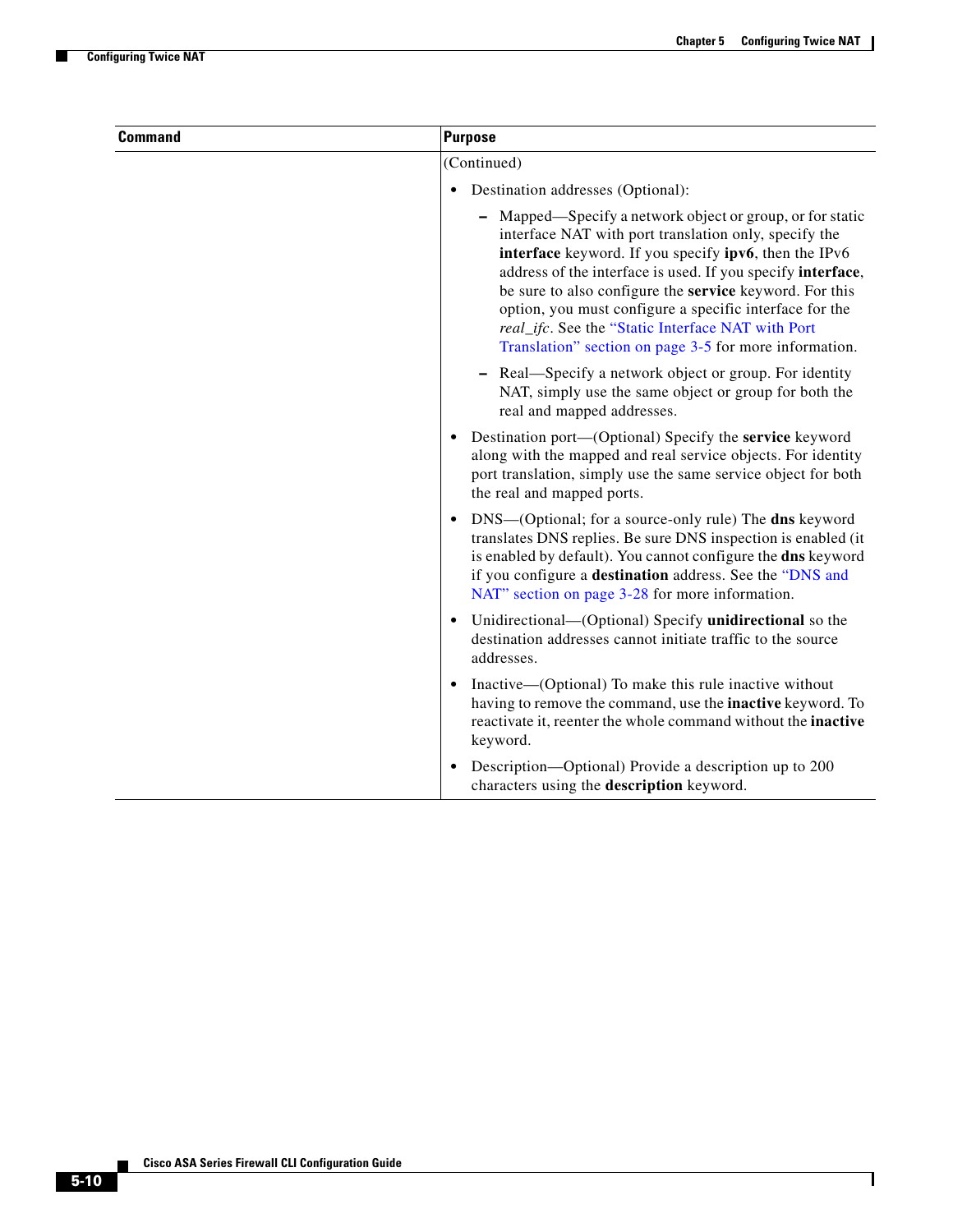| Command | Purpose |
|---|---|
| | (Continued)<br><br>• Destination addresses (Optional):<br>  – Mapped—Specify a network object or group, or for static interface NAT with port translation only, specify the **interface** keyword. If you specify **ipv6**, then the IPv6 address of the interface is used. If you specify **interface**, be sure to also configure the **service** keyword. For this option, you must configure a specific interface for the *real_ifc*. See the "Static Interface NAT with Port Translation" section on page 3-5 for more information.<br>  – Real—Specify a network object or group. For identity NAT, simply use the same object or group for both the real and mapped addresses.<br><br>• Destination port—(Optional) Specify the **service** keyword along with the mapped and real service objects. For identity port translation, simply use the same service object for both the real and mapped ports.<br><br>• DNS—(Optional; for a source-only rule) The **dns** keyword translates DNS replies. Be sure DNS inspection is enabled (it is enabled by default). You cannot configure the **dns** keyword if you configure a **destination** address. See the "DNS and NAT" section on page 3-28 for more information.<br><br>• Unidirectional—(Optional) Specify **unidirectional** so the destination addresses cannot initiate traffic to the source addresses.<br><br>• Inactive—(Optional) To make this rule inactive without having to remove the command, use the **inactive** keyword. To reactivate it, reenter the whole command without the **inactive** keyword.<br><br>• Description—Optional) Provide a description up to 200 characters using the **description** keyword. |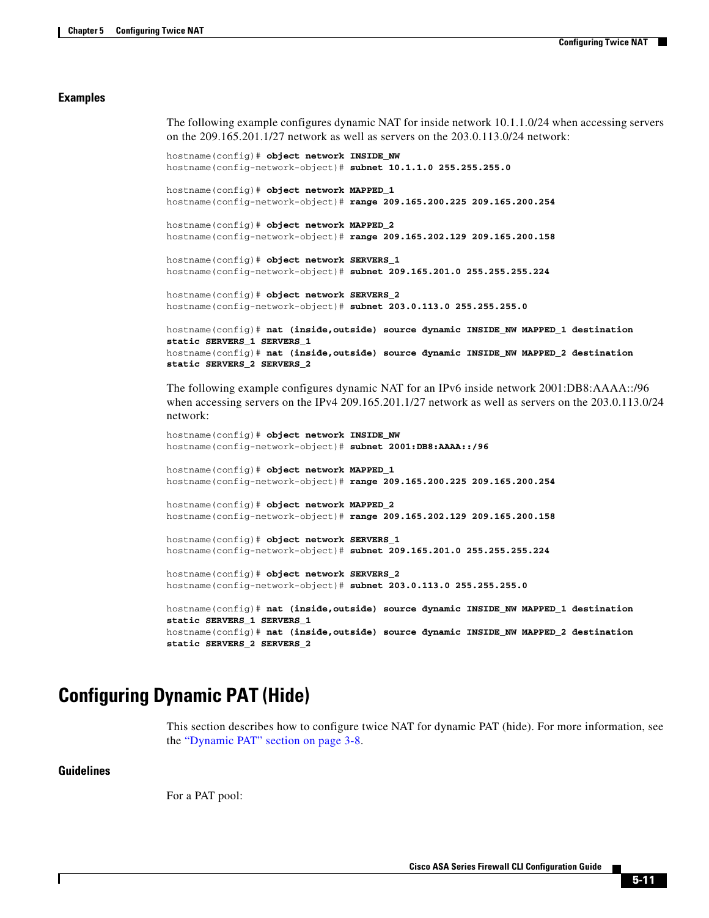### Examples

The following example configures dynamic NAT for inside network 10.1.1.0/24 when accessing servers on the 209.165.201.1/27 network as well as servers on the 203.0.113.0/24 network:

```
hostname(config)# object network INSIDE_NW
hostname(config-network-object)# subnet 10.1.1.0 255.255.255.0

hostname(config)# object network MAPPED_1
hostname(config-network-object)# range 209.165.200.225 209.165.200.254

hostname(config)# object network MAPPED_2
hostname(config-network-object)# range 209.165.202.129 209.165.200.158

hostname(config)# object network SERVERS_1
hostname(config-network-object)# subnet 209.165.201.0 255.255.255.224

hostname(config)# object network SERVERS_2
hostname(config-network-object)# subnet 203.0.113.0 255.255.255.0

hostname(config)# nat (inside,outside) source dynamic INSIDE_NW MAPPED_1 destination
static SERVERS_1 SERVERS_1
hostname(config)# nat (inside,outside) source dynamic INSIDE_NW MAPPED_2 destination
static SERVERS_2 SERVERS_2
```

The following example configures dynamic NAT for an IPv6 inside network 2001:DB8:AAAA::/96 when accessing servers on the IPv4 209.165.201.1/27 network as well as servers on the 203.0.113.0/24 network:

```
hostname(config)# object network INSIDE_NW
hostname(config-network-object)# subnet 2001:DB8:AAAA::/96

hostname(config)# object network MAPPED_1
hostname(config-network-object)# range 209.165.200.225 209.165.200.254

hostname(config)# object network MAPPED_2
hostname(config-network-object)# range 209.165.202.129 209.165.200.158

hostname(config)# object network SERVERS_1
hostname(config-network-object)# subnet 209.165.201.0 255.255.255.224

hostname(config)# object network SERVERS_2
hostname(config-network-object)# subnet 203.0.113.0 255.255.255.0

hostname(config)# nat (inside,outside) source dynamic INSIDE_NW MAPPED_1 destination
static SERVERS_1 SERVERS_1
hostname(config)# nat (inside,outside) source dynamic INSIDE_NW MAPPED_2 destination
static SERVERS_2 SERVERS_2
```

## Configuring Dynamic PAT (Hide)

This section describes how to configure twice NAT for dynamic PAT (hide). For more information, see the "Dynamic PAT" section on page 3-8.

### Guidelines

For a PAT pool: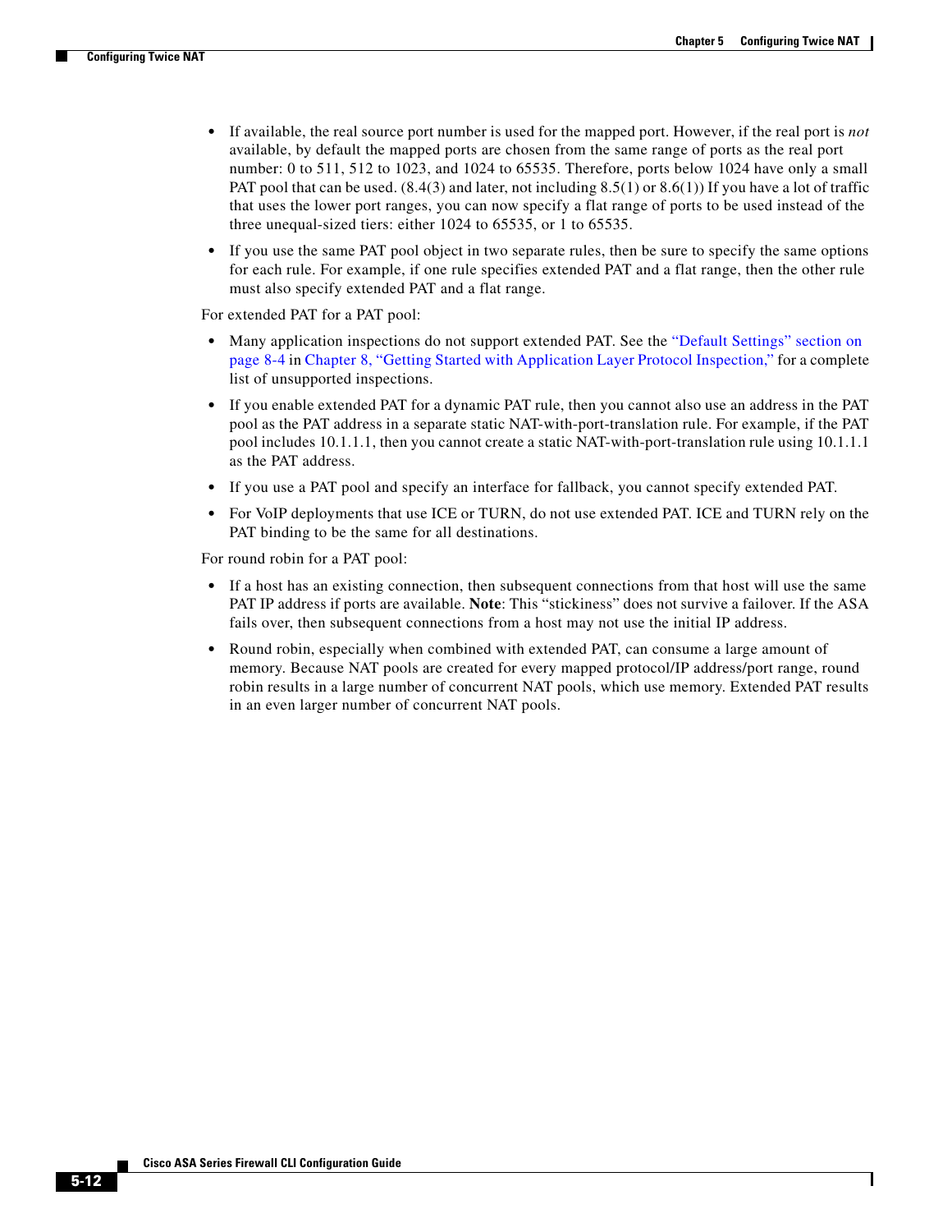- If available, the real source port number is used for the mapped port. However, if the real port is *not* available, by default the mapped ports are chosen from the same range of ports as the real port number: 0 to 511, 512 to 1023, and 1024 to 65535. Therefore, ports below 1024 have only a small PAT pool that can be used. (8.4(3) and later, not including 8.5(1) or 8.6(1)) If you have a lot of traffic that uses the lower port ranges, you can now specify a flat range of ports to be used instead of the three unequal-sized tiers: either 1024 to 65535, or 1 to 65535.
- If you use the same PAT pool object in two separate rules, then be sure to specify the same options for each rule. For example, if one rule specifies extended PAT and a flat range, then the other rule must also specify extended PAT and a flat range.

For extended PAT for a PAT pool:

- Many application inspections do not support extended PAT. See the "Default Settings" section on page 8-4 in Chapter 8, "Getting Started with Application Layer Protocol Inspection," for a complete list of unsupported inspections.
- If you enable extended PAT for a dynamic PAT rule, then you cannot also use an address in the PAT pool as the PAT address in a separate static NAT-with-port-translation rule. For example, if the PAT pool includes 10.1.1.1, then you cannot create a static NAT-with-port-translation rule using 10.1.1.1 as the PAT address.
- If you use a PAT pool and specify an interface for fallback, you cannot specify extended PAT.
- For VoIP deployments that use ICE or TURN, do not use extended PAT. ICE and TURN rely on the PAT binding to be the same for all destinations.

For round robin for a PAT pool:

- If a host has an existing connection, then subsequent connections from that host will use the same PAT IP address if ports are available. **Note**: This "stickiness" does not survive a failover. If the ASA fails over, then subsequent connections from a host may not use the initial IP address.
- Round robin, especially when combined with extended PAT, can consume a large amount of memory. Because NAT pools are created for every mapped protocol/IP address/port range, round robin results in a large number of concurrent NAT pools, which use memory. Extended PAT results in an even larger number of concurrent NAT pools.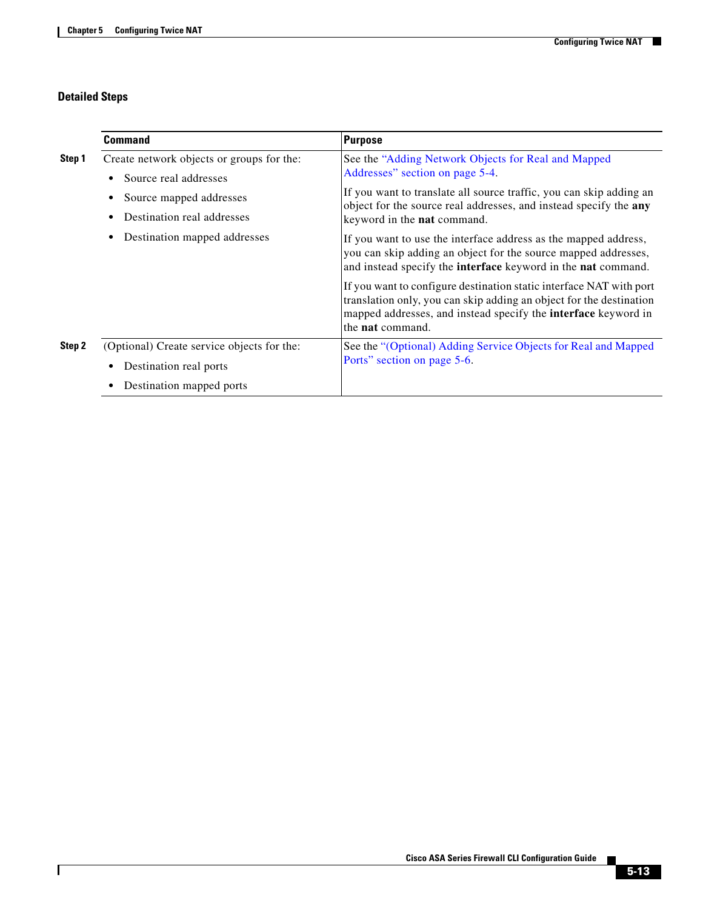### Detailed Steps

| | Command | Purpose |
|---|---|---|
| **Step 1** | Create network objects or groups for the:<br>• Source real addresses<br>• Source mapped addresses<br>• Destination real addresses<br>• Destination mapped addresses | See the "Adding Network Objects for Real and Mapped Addresses" section on page 5-4.<br><br>If you want to translate all source traffic, you can skip adding an object for the source real addresses, and instead specify the **any** keyword in the **nat** command.<br><br>If you want to use the interface address as the mapped address, you can skip adding an object for the source mapped addresses, and instead specify the **interface** keyword in the **nat** command.<br><br>If you want to configure destination static interface NAT with port translation only, you can skip adding an object for the destination mapped addresses, and instead specify the **interface** keyword in the **nat** command. |
| **Step 2** | (Optional) Create service objects for the:<br>• Destination real ports<br>• Destination mapped ports | See the "(Optional) Adding Service Objects for Real and Mapped Ports" section on page 5-6. |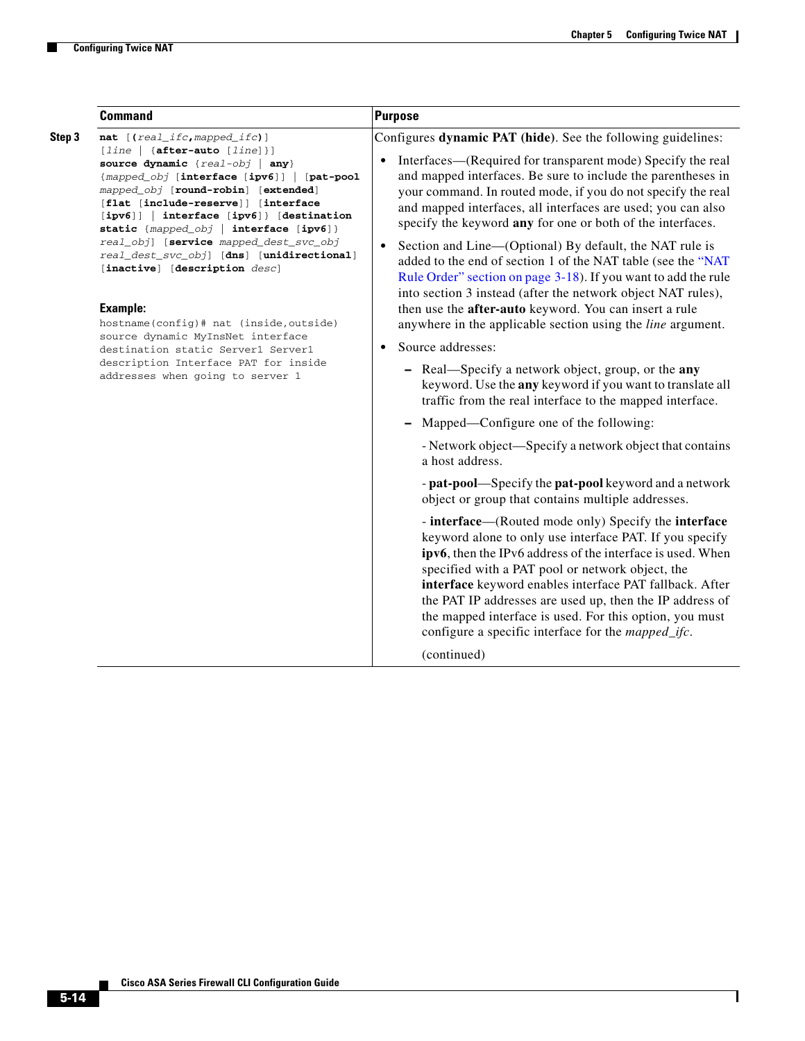| | Command | Purpose |
|---|---|---|
| **Step 3** | **nat** [**(***real_ifc***,***mapped_ifc***)**] [*line* \| {**after-auto** [*line*]}] **source dynamic** {*real-obj* \| **any**} {*mapped_obj* [**interface** [**ipv6**]] \| [**pat-pool** *mapped_obj* [**round-robin**] [**extended**] [**flat** [**include-reserve**]] [**interface** [**ipv6**]] \| **interface** [**ipv6**]} [**destination static** {*mapped_obj* \| **interface** [**ipv6**]} *real_obj*] [**service** *mapped_dest_svc_obj* *real_dest_svc_obj*] [**dns**] [**unidirectional**] [**inactive**] [**description** *desc*]<br><br>**Example:**<br>`hostname(config)# nat (inside,outside) source dynamic MyInsNet interface destination static Server1 Server1 description Interface PAT for inside addresses when going to server 1` | Configures **dynamic PAT (hide)**. See the following guidelines:<br><br>• Interfaces—(Required for transparent mode) Specify the real and mapped interfaces. Be sure to include the parentheses in your command. In routed mode, if you do not specify the real and mapped interfaces, all interfaces are used; you can also specify the keyword **any** for one or both of the interfaces.<br><br>• Section and Line—(Optional) By default, the NAT rule is added to the end of section 1 of the NAT table (see the "NAT Rule Order" section on page 3-18). If you want to add the rule into section 3 instead (after the network object NAT rules), then use the **after-auto** keyword. You can insert a rule anywhere in the applicable section using the *line* argument.<br><br>• Source addresses:<br><br>– Real—Specify a network object, group, or the **any** keyword. Use the **any** keyword if you want to translate all traffic from the real interface to the mapped interface.<br><br>– Mapped—Configure one of the following:<br><br>- Network object—Specify a network object that contains a host address.<br><br>- **pat-pool**—Specify the **pat-pool** keyword and a network object or group that contains multiple addresses.<br><br>- **interface**—(Routed mode only) Specify the **interface** keyword alone to only use interface PAT. If you specify **ipv6**, then the IPv6 address of the interface is used. When specified with a PAT pool or network object, the **interface** keyword enables interface PAT fallback. After the PAT IP addresses are used up, then the IP address of the mapped interface is used. For this option, you must configure a specific interface for the *mapped_ifc*.<br><br>(continued) |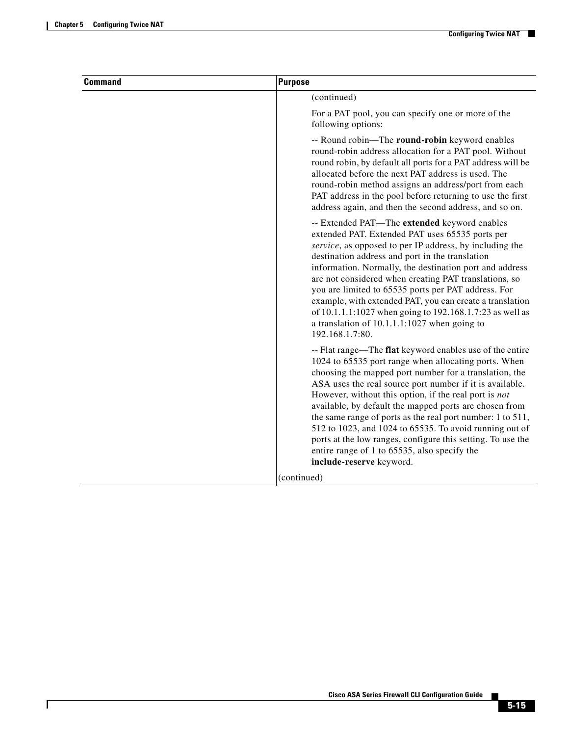| Command | Purpose |
|---|---|
| | (continued)<br><br>For a PAT pool, you can specify one or more of the following options:<br><br>-- Round robin—The **round-robin** keyword enables round-robin address allocation for a PAT pool. Without round robin, by default all ports for a PAT address will be allocated before the next PAT address is used. The round-robin method assigns an address/port from each PAT address in the pool before returning to use the first address again, and then the second address, and so on.<br><br>-- Extended PAT—The **extended** keyword enables extended PAT. Extended PAT uses 65535 ports per *service*, as opposed to per IP address, by including the destination address and port in the translation information. Normally, the destination port and address are not considered when creating PAT translations, so you are limited to 65535 ports per PAT address. For example, with extended PAT, you can create a translation of 10.1.1.1:1027 when going to 192.168.1.7:23 as well as a translation of 10.1.1.1:1027 when going to 192.168.1.7:80.<br><br>-- Flat range—The **flat** keyword enables use of the entire 1024 to 65535 port range when allocating ports. When choosing the mapped port number for a translation, the ASA uses the real source port number if it is available. However, without this option, if the real port is *not* available, by default the mapped ports are chosen from the same range of ports as the real port number: 1 to 511, 512 to 1023, and 1024 to 65535. To avoid running out of ports at the low ranges, configure this setting. To use the entire range of 1 to 65535, also specify the **include-reserve** keyword.<br><br>(continued) |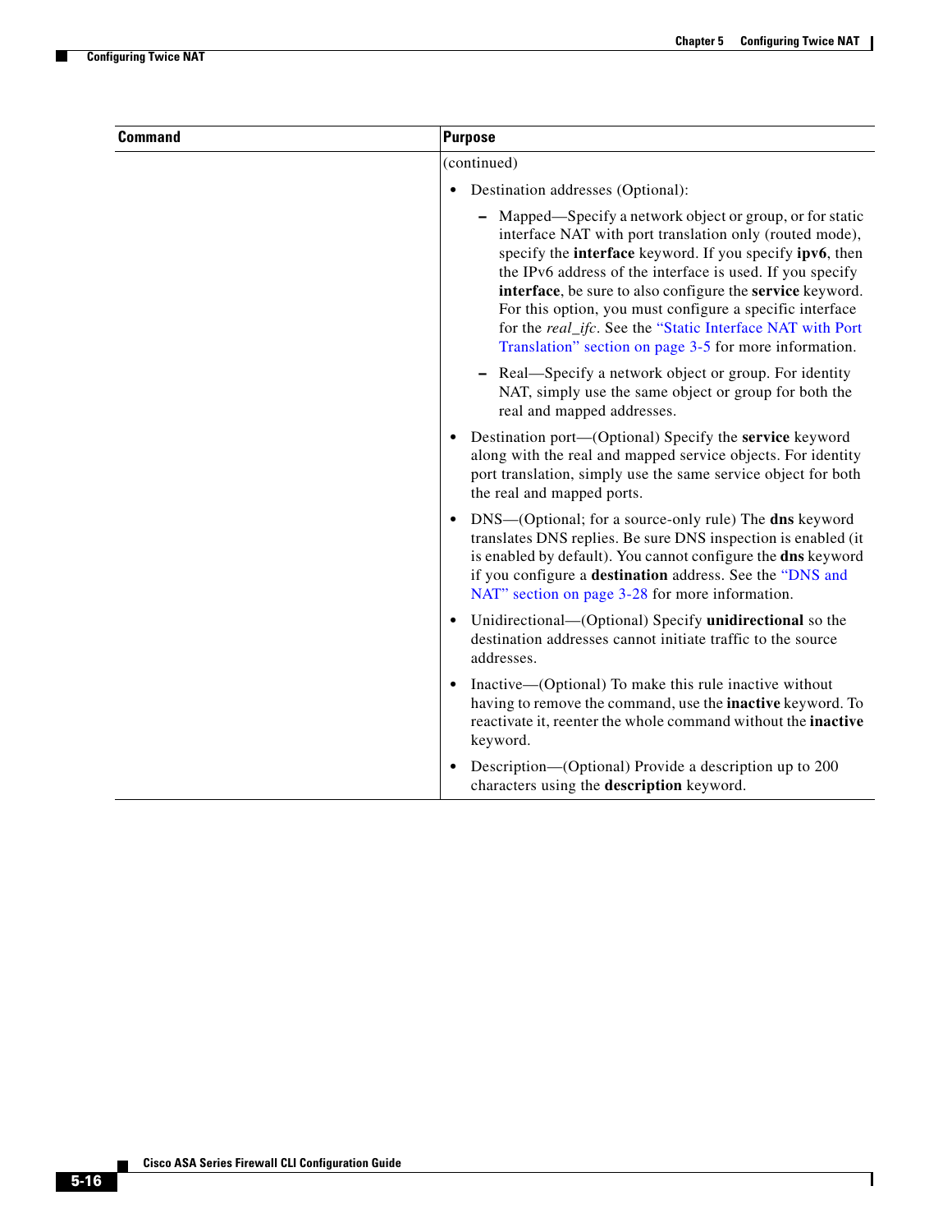| Command | Purpose |
|---|---|
| | (continued)<br>• Destination addresses (Optional):<br>– Mapped—Specify a network object or group, or for static interface NAT with port translation only (routed mode), specify the **interface** keyword. If you specify **ipv6**, then the IPv6 address of the interface is used. If you specify **interface**, be sure to also configure the **service** keyword. For this option, you must configure a specific interface for the *real_ifc*. See the "Static Interface NAT with Port Translation" section on page 3-5 for more information.<br>– Real—Specify a network object or group. For identity NAT, simply use the same object or group for both the real and mapped addresses.<br>• Destination port—(Optional) Specify the **service** keyword along with the real and mapped service objects. For identity port translation, simply use the same service object for both the real and mapped ports.<br>• DNS—(Optional; for a source-only rule) The **dns** keyword translates DNS replies. Be sure DNS inspection is enabled (it is enabled by default). You cannot configure the **dns** keyword if you configure a **destination** address. See the "DNS and NAT" section on page 3-28 for more information.<br>• Unidirectional—(Optional) Specify **unidirectional** so the destination addresses cannot initiate traffic to the source addresses.<br>• Inactive—(Optional) To make this rule inactive without having to remove the command, use the **inactive** keyword. To reactivate it, reenter the whole command without the **inactive** keyword.<br>• Description—(Optional) Provide a description up to 200 characters using the **description** keyword. |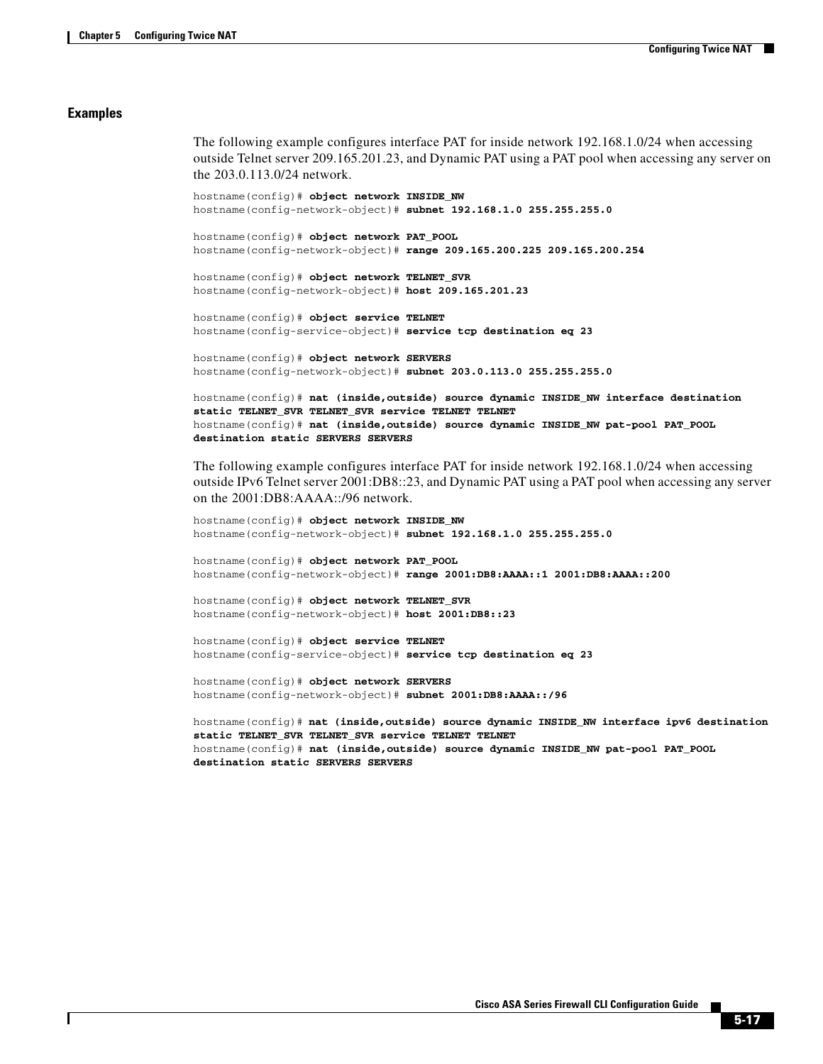### Examples

The following example configures interface PAT for inside network 192.168.1.0/24 when accessing outside Telnet server 209.165.201.23, and Dynamic PAT using a PAT pool when accessing any server on the 203.0.113.0/24 network.

```
hostname(config)# object network INSIDE_NW
hostname(config-network-object)# subnet 192.168.1.0 255.255.255.0

hostname(config)# object network PAT_POOL
hostname(config-network-object)# range 209.165.200.225 209.165.200.254

hostname(config)# object network TELNET_SVR
hostname(config-network-object)# host 209.165.201.23

hostname(config)# object service TELNET
hostname(config-service-object)# service tcp destination eq 23

hostname(config)# object network SERVERS
hostname(config-network-object)# subnet 203.0.113.0 255.255.255.0

hostname(config)# nat (inside,outside) source dynamic INSIDE_NW interface destination
static TELNET_SVR TELNET_SVR service TELNET TELNET
hostname(config)# nat (inside,outside) source dynamic INSIDE_NW pat-pool PAT_POOL
destination static SERVERS SERVERS
```

The following example configures interface PAT for inside network 192.168.1.0/24 when accessing outside IPv6 Telnet server 2001:DB8::23, and Dynamic PAT using a PAT pool when accessing any server on the 2001:DB8:AAAA::/96 network.

```
hostname(config)# object network INSIDE_NW
hostname(config-network-object)# subnet 192.168.1.0 255.255.255.0

hostname(config)# object network PAT_POOL
hostname(config-network-object)# range 2001:DB8:AAAA::1 2001:DB8:AAAA::200

hostname(config)# object network TELNET_SVR
hostname(config-network-object)# host 2001:DB8::23

hostname(config)# object service TELNET
hostname(config-service-object)# service tcp destination eq 23

hostname(config)# object network SERVERS
hostname(config-network-object)# subnet 2001:DB8:AAAA::/96

hostname(config)# nat (inside,outside) source dynamic INSIDE_NW interface ipv6 destination
static TELNET_SVR TELNET_SVR service TELNET TELNET
hostname(config)# nat (inside,outside) source dynamic INSIDE_NW pat-pool PAT_POOL
destination static SERVERS SERVERS
```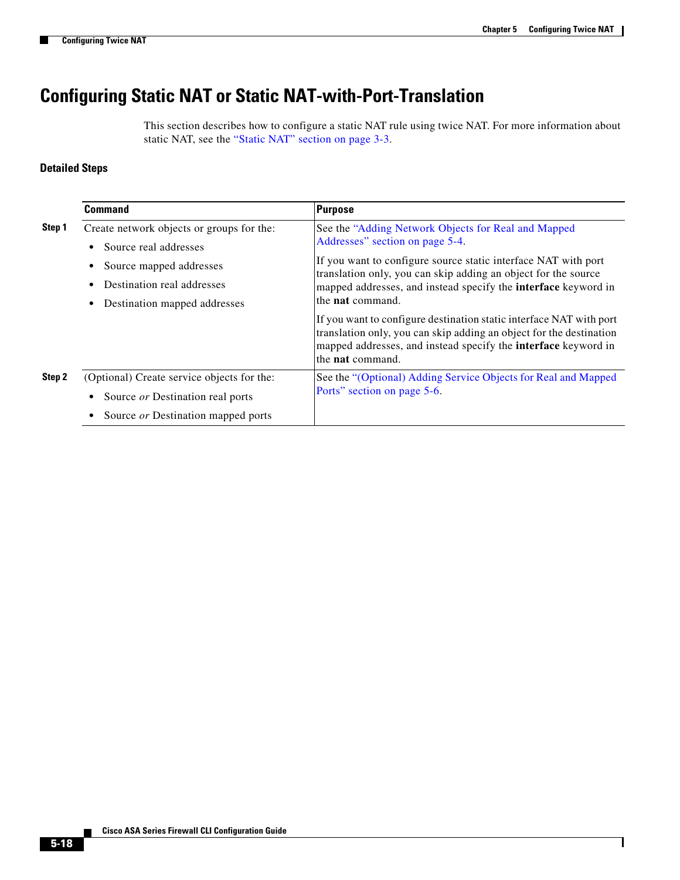## Configuring Static NAT or Static NAT-with-Port-Translation

This section describes how to configure a static NAT rule using twice NAT. For more information about static NAT, see the "Static NAT" section on page 3-3.

### Detailed Steps

| | Command | Purpose |
|---|---|---|
| **Step 1** | Create network objects or groups for the:<br>• Source real addresses<br>• Source mapped addresses<br>• Destination real addresses<br>• Destination mapped addresses | See the "Adding Network Objects for Real and Mapped Addresses" section on page 5-4.<br><br>If you want to configure source static interface NAT with port translation only, you can skip adding an object for the source mapped addresses, and instead specify the **interface** keyword in the **nat** command.<br><br>If you want to configure destination static interface NAT with port translation only, you can skip adding an object for the destination mapped addresses, and instead specify the **interface** keyword in the **nat** command. |
| **Step 2** | (Optional) Create service objects for the:<br>• Source *or* Destination real ports<br>• Source *or* Destination mapped ports | See the "(Optional) Adding Service Objects for Real and Mapped Ports" section on page 5-6. |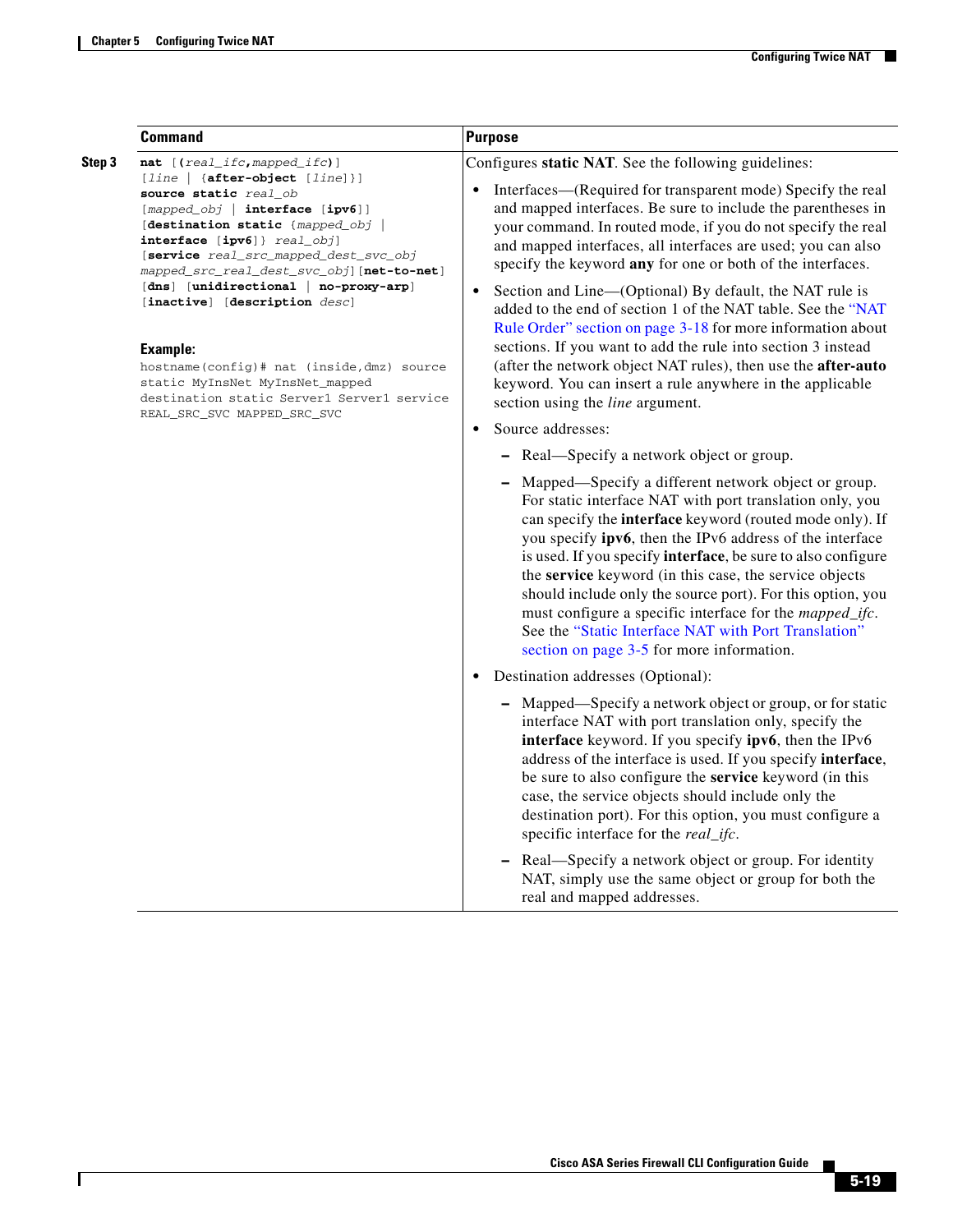| | Command | Purpose |
|---|---|---|
| **Step 3** | **nat** [**(***real_ifc***,***mapped_ifc***)**] [*line* \| {**after-object** [*line*]}] **source static** *real_ob* [*mapped_obj* \| **interface** [**ipv6**]] [**destination static** {*mapped_obj* \| **interface** [**ipv6**]} *real_obj*] [**service** *real_src_mapped_dest_svc_obj* *mapped_src_real_dest_svc_obj*] [**net-to-net**] [**dns**] [**unidirectional** \| **no-proxy-arp**] [**inactive**] [**description** *desc*]<br><br>**Example:**<br>`hostname(config)# nat (inside,dmz) source static MyInsNet MyInsNet_mapped destination static Server1 Server1 service REAL_SRC_SVC MAPPED_SRC_SVC` | Configures **static NAT**. See the following guidelines:<br><br>• Interfaces—(Required for transparent mode) Specify the real and mapped interfaces. Be sure to include the parentheses in your command. In routed mode, if you do not specify the real and mapped interfaces, all interfaces are used; you can also specify the keyword **any** for one or both of the interfaces.<br><br>• Section and Line—(Optional) By default, the NAT rule is added to the end of section 1 of the NAT table. See the "NAT Rule Order" section on page 3-18 for more information about sections. If you want to add the rule into section 3 instead (after the network object NAT rules), then use the **after-auto** keyword. You can insert a rule anywhere in the applicable section using the *line* argument.<br><br>• Source addresses:<br>– Real—Specify a network object or group.<br>– Mapped—Specify a different network object or group. For static interface NAT with port translation only, you can specify the **interface** keyword (routed mode only). If you specify **ipv6**, then the IPv6 address of the interface is used. If you specify **interface**, be sure to also configure the **service** keyword (in this case, the service objects should include only the source port). For this option, you must configure a specific interface for the *mapped_ifc*. See the "Static Interface NAT with Port Translation" section on page 3-5 for more information.<br><br>• Destination addresses (Optional):<br>– Mapped—Specify a network object or group, or for static interface NAT with port translation only, specify the **interface** keyword. If you specify **ipv6**, then the IPv6 address of the interface is used. If you specify **interface**, be sure to also configure the **service** keyword (in this case, the service objects should include only the destination port). For this option, you must configure a specific interface for the *real_ifc*.<br>– Real—Specify a network object or group. For identity NAT, simply use the same object or group for both the real and mapped addresses. |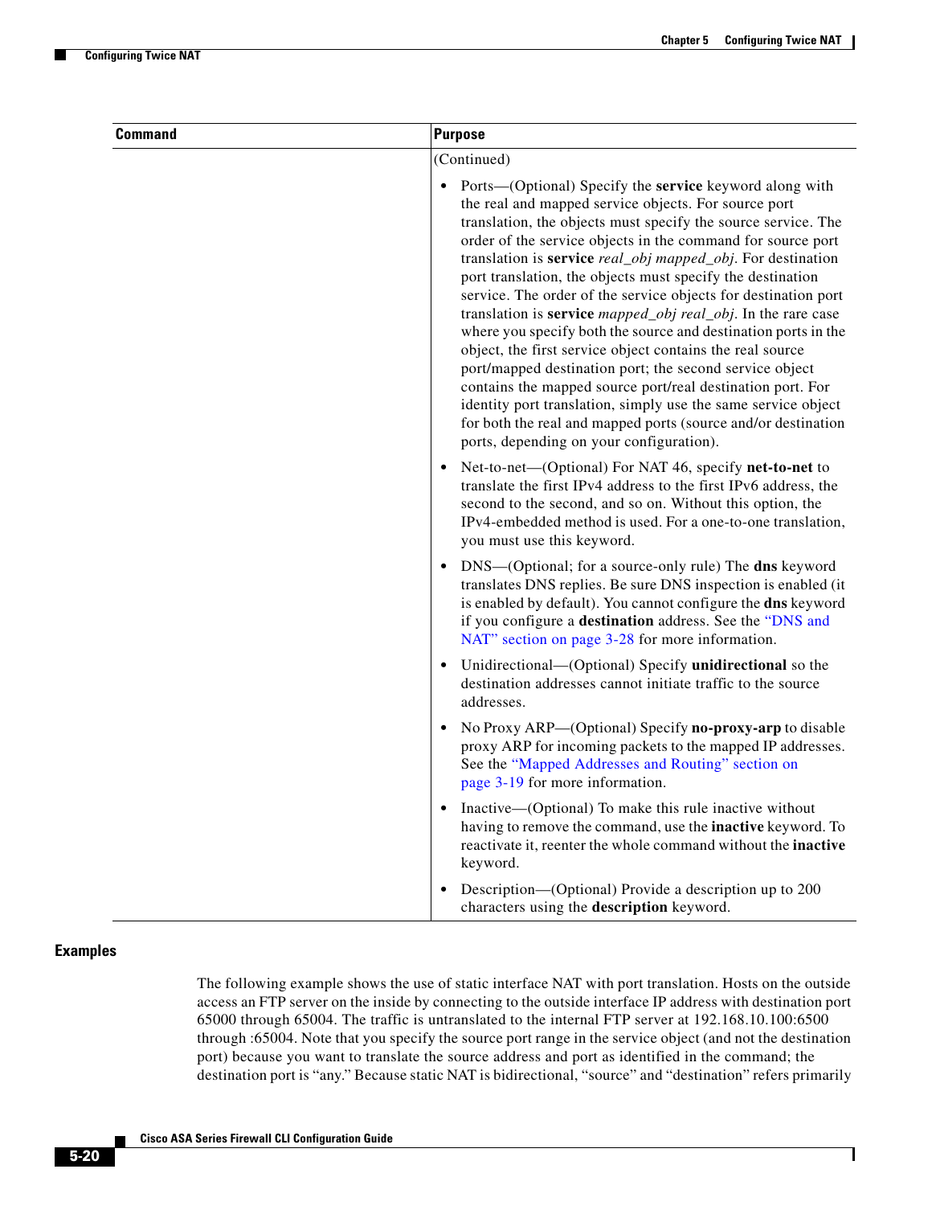| Command | Purpose |
|---|---|
| | (Continued)<br><br>• Ports—(Optional) Specify the **service** keyword along with the real and mapped service objects. For source port translation, the objects must specify the source service. The order of the service objects in the command for source port translation is **service** *real_obj mapped_obj*. For destination port translation, the objects must specify the destination service. The order of the service objects for destination port translation is **service** *mapped_obj real_obj*. In the rare case where you specify both the source and destination ports in the object, the first service object contains the real source port/mapped destination port; the second service object contains the mapped source port/real destination port. For identity port translation, simply use the same service object for both the real and mapped ports (source and/or destination ports, depending on your configuration).<br><br>• Net-to-net—(Optional) For NAT 46, specify **net-to-net** to translate the first IPv4 address to the first IPv6 address, the second to the second, and so on. Without this option, the IPv4-embedded method is used. For a one-to-one translation, you must use this keyword.<br><br>• DNS—(Optional; for a source-only rule) The **dns** keyword translates DNS replies. Be sure DNS inspection is enabled (it is enabled by default). You cannot configure the **dns** keyword if you configure a **destination** address. See the "DNS and NAT" section on page 3-28 for more information.<br><br>• Unidirectional—(Optional) Specify **unidirectional** so the destination addresses cannot initiate traffic to the source addresses.<br><br>• No Proxy ARP—(Optional) Specify **no-proxy-arp** to disable proxy ARP for incoming packets to the mapped IP addresses. See the "Mapped Addresses and Routing" section on page 3-19 for more information.<br><br>• Inactive—(Optional) To make this rule inactive without having to remove the command, use the **inactive** keyword. To reactivate it, reenter the whole command without the **inactive** keyword.<br><br>• Description—(Optional) Provide a description up to 200 characters using the **description** keyword. |

### Examples

The following example shows the use of static interface NAT with port translation. Hosts on the outside access an FTP server on the inside by connecting to the outside interface IP address with destination port 65000 through 65004. The traffic is untranslated to the internal FTP server at 192.168.10.100:6500 through :65004. Note that you specify the source port range in the service object (and not the destination port) because you want to translate the source address and port as identified in the command; the destination port is "any." Because static NAT is bidirectional, "source" and "destination" refers primarily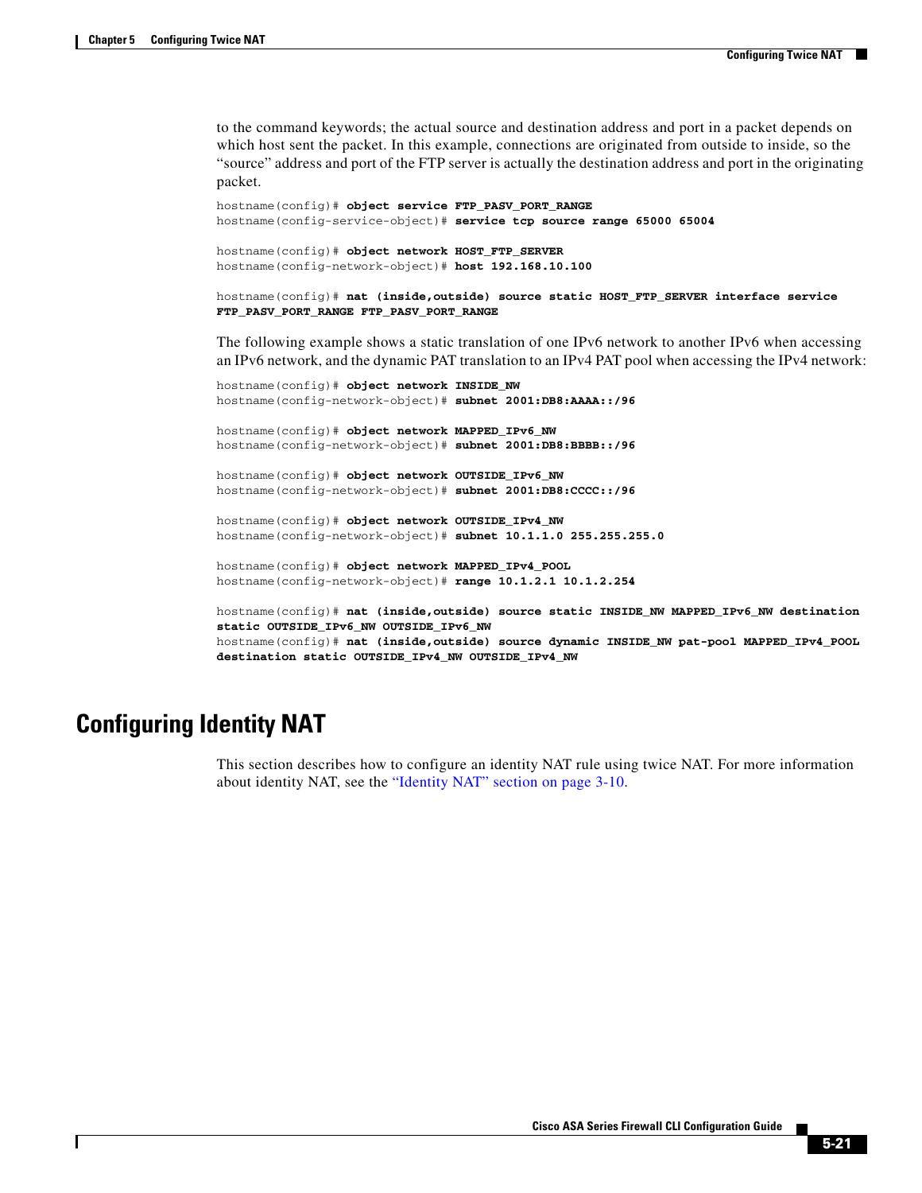to the command keywords; the actual source and destination address and port in a packet depends on which host sent the packet. In this example, connections are originated from outside to inside, so the "source" address and port of the FTP server is actually the destination address and port in the originating packet.

```
hostname(config)# object service FTP_PASV_PORT_RANGE
hostname(config-service-object)# service tcp source range 65000 65004

hostname(config)# object network HOST_FTP_SERVER
hostname(config-network-object)# host 192.168.10.100

hostname(config)# nat (inside,outside) source static HOST_FTP_SERVER interface service
FTP_PASV_PORT_RANGE FTP_PASV_PORT_RANGE
```

The following example shows a static translation of one IPv6 network to another IPv6 when accessing an IPv6 network, and the dynamic PAT translation to an IPv4 PAT pool when accessing the IPv4 network:

```
hostname(config)# object network INSIDE_NW
hostname(config-network-object)# subnet 2001:DB8:AAAA::/96

hostname(config)# object network MAPPED_IPv6_NW
hostname(config-network-object)# subnet 2001:DB8:BBBB::/96

hostname(config)# object network OUTSIDE_IPv6_NW
hostname(config-network-object)# subnet 2001:DB8:CCCC::/96

hostname(config)# object network OUTSIDE_IPv4_NW
hostname(config-network-object)# subnet 10.1.1.0 255.255.255.0

hostname(config)# object network MAPPED_IPv4_POOL
hostname(config-network-object)# range 10.1.2.1 10.1.2.254

hostname(config)# nat (inside,outside) source static INSIDE_NW MAPPED_IPv6_NW destination
static OUTSIDE_IPv6_NW OUTSIDE_IPv6_NW
hostname(config)# nat (inside,outside) source dynamic INSIDE_NW pat-pool MAPPED_IPv4_POOL
destination static OUTSIDE_IPv4_NW OUTSIDE_IPv4_NW
```

## Configuring Identity NAT

This section describes how to configure an identity NAT rule using twice NAT. For more information about identity NAT, see the "Identity NAT" section on page 3-10.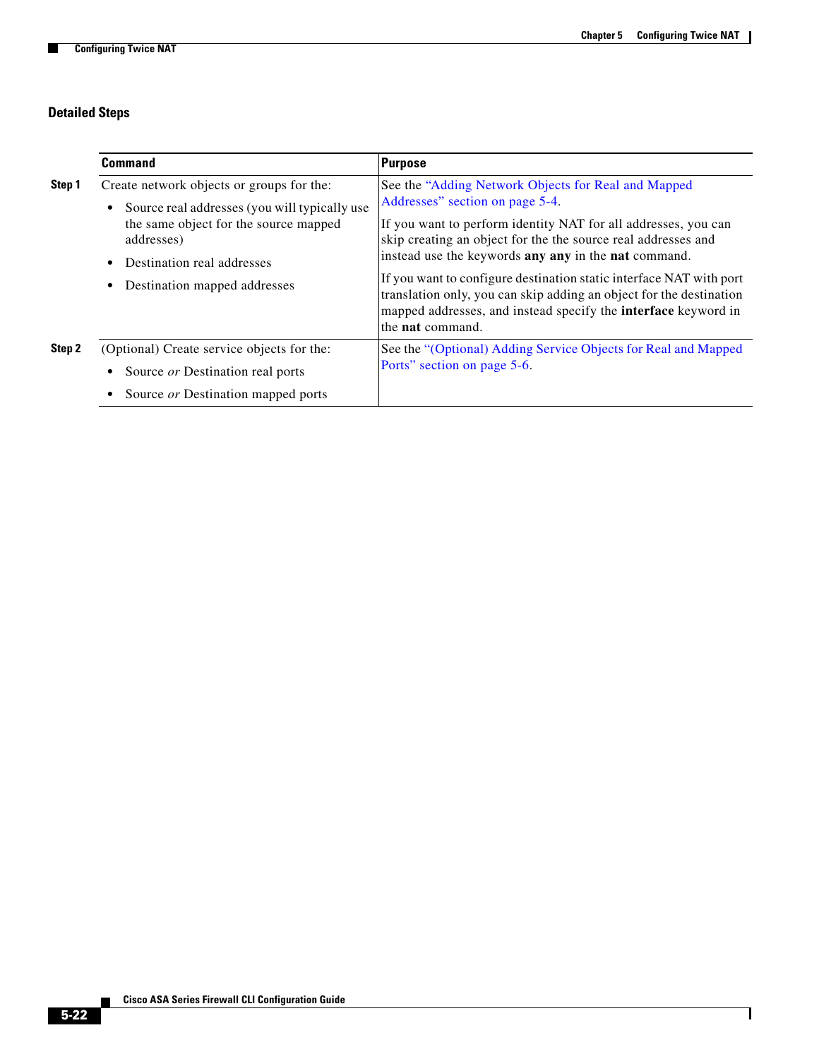### Detailed Steps

| | Command | Purpose |
|---|---|---|
| **Step 1** | Create network objects or groups for the:<br>• Source real addresses (you will typically use the same object for the source mapped addresses)<br>• Destination real addresses<br>• Destination mapped addresses | See the "Adding Network Objects for Real and Mapped Addresses" section on page 5-4.<br>If you want to perform identity NAT for all addresses, you can skip creating an object for the the source real addresses and instead use the keywords **any any** in the **nat** command.<br>If you want to configure destination static interface NAT with port translation only, you can skip adding an object for the destination mapped addresses, and instead specify the **interface** keyword in the **nat** command. |
| **Step 2** | (Optional) Create service objects for the:<br>• Source *or* Destination real ports<br>• Source *or* Destination mapped ports | See the "(Optional) Adding Service Objects for Real and Mapped Ports" section on page 5-6. |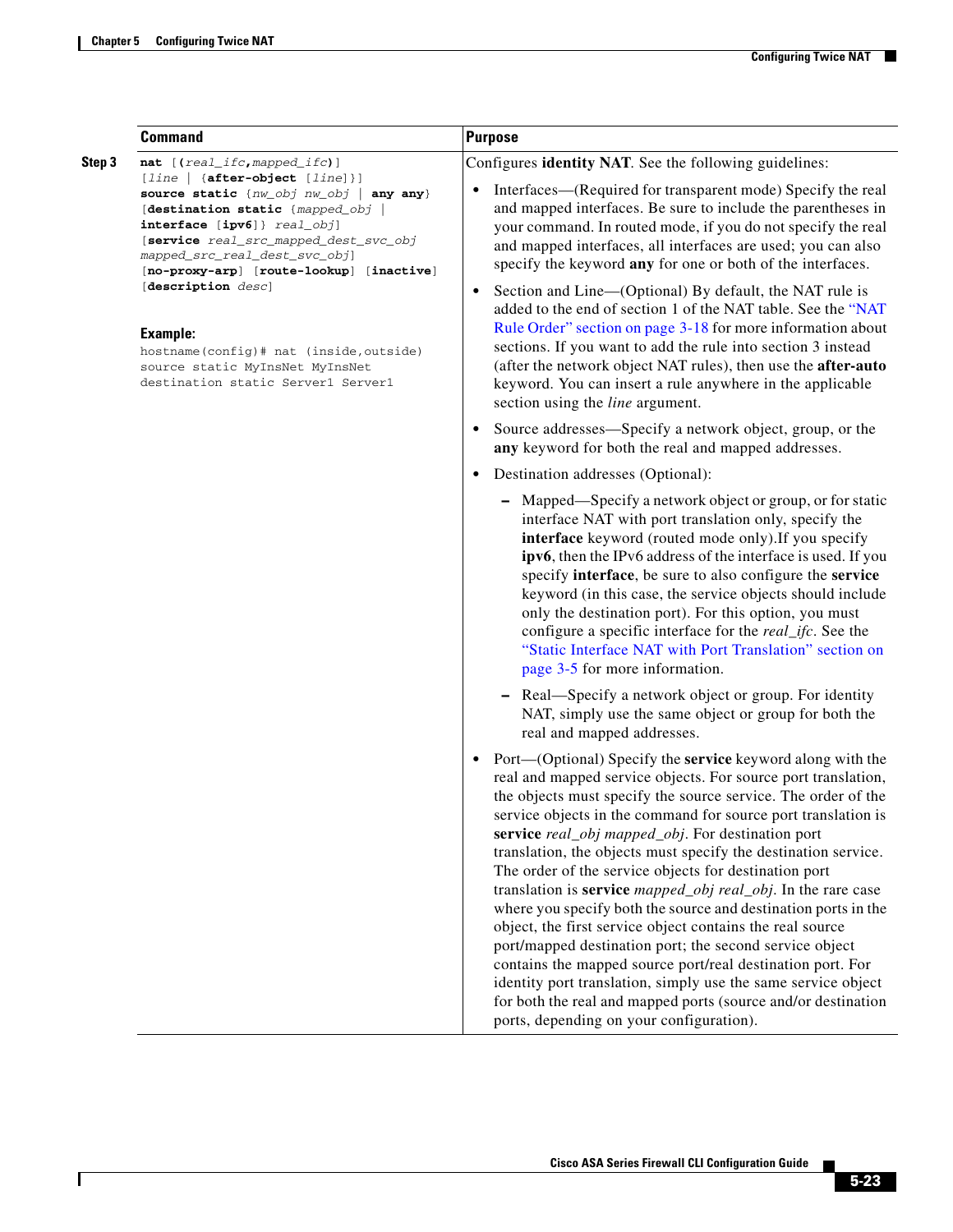| | Command | Purpose |
|---|---|---|
| **Step 3** | **nat** [**(***real_ifc***,***mapped_ifc***)**] [*line* \| {**after-object** [*line*]}] **source static** {*nw_obj nw_obj* \| **any any**} [**destination static** {*mapped_obj* \| **interface** [**ipv6**]} *real_obj*] [**service** *real_src_mapped_dest_svc_obj mapped_src_real_dest_svc_obj*] [**no-proxy-arp**] [**route-lookup**] [**inactive**] [**description** *desc*]<br><br>**Example:**<br>`hostname(config)# nat (inside,outside) source static MyInsNet MyInsNet destination static Server1 Server1` | Configures **identity NAT**. See the following guidelines:<br><br>• Interfaces—(Required for transparent mode) Specify the real and mapped interfaces. Be sure to include the parentheses in your command. In routed mode, if you do not specify the real and mapped interfaces, all interfaces are used; you can also specify the keyword **any** for one or both of the interfaces.<br><br>• Section and Line—(Optional) By default, the NAT rule is added to the end of section 1 of the NAT table. See the "NAT Rule Order" section on page 3-18 for more information about sections. If you want to add the rule into section 3 instead (after the network object NAT rules), then use the **after-auto** keyword. You can insert a rule anywhere in the applicable section using the *line* argument.<br><br>• Source addresses—Specify a network object, group, or the **any** keyword for both the real and mapped addresses.<br><br>• Destination addresses (Optional):<br><br>– Mapped—Specify a network object or group, or for static interface NAT with port translation only, specify the **interface** keyword (routed mode only).If you specify **ipv6**, then the IPv6 address of the interface is used. If you specify **interface**, be sure to also configure the **service** keyword (in this case, the service objects should include only the destination port). For this option, you must configure a specific interface for the *real_ifc*. See the "Static Interface NAT with Port Translation" section on page 3-5 for more information.<br><br>– Real—Specify a network object or group. For identity NAT, simply use the same object or group for both the real and mapped addresses.<br><br>• Port—(Optional) Specify the **service** keyword along with the real and mapped service objects. For source port translation, the objects must specify the source service. The order of the service objects in the command for source port translation is **service** *real_obj mapped_obj*. For destination port translation, the objects must specify the destination service. The order of the service objects for destination port translation is **service** *mapped_obj real_obj*. In the rare case where you specify both the source and destination ports in the object, the first service object contains the real source port/mapped destination port; the second service object contains the mapped source port/real destination port. For identity port translation, simply use the same service object for both the real and mapped ports (source and/or destination ports, depending on your configuration). |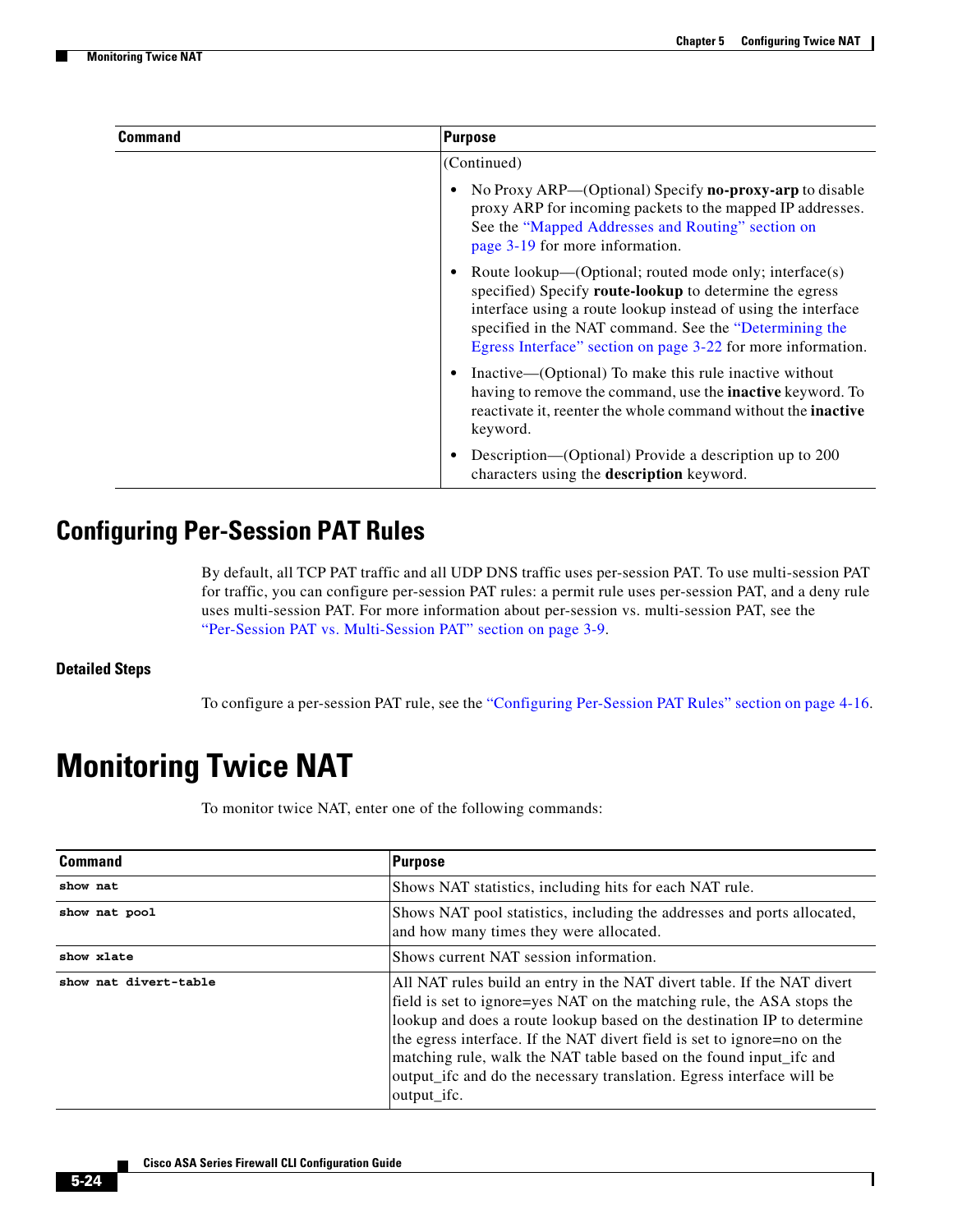| Command | Purpose |
|---|---|
| | (Continued)<br>• No Proxy ARP—(Optional) Specify **no-proxy-arp** to disable proxy ARP for incoming packets to the mapped IP addresses. See the "Mapped Addresses and Routing" section on page 3-19 for more information.<br>• Route lookup—(Optional; routed mode only; interface(s) specified) Specify **route-lookup** to determine the egress interface using a route lookup instead of using the interface specified in the NAT command. See the "Determining the Egress Interface" section on page 3-22 for more information.<br>• Inactive—(Optional) To make this rule inactive without having to remove the command, use the **inactive** keyword. To reactivate it, reenter the whole command without the **inactive** keyword.<br>• Description—(Optional) Provide a description up to 200 characters using the **description** keyword. |

## Configuring Per-Session PAT Rules

By default, all TCP PAT traffic and all UDP DNS traffic uses per-session PAT. To use multi-session PAT for traffic, you can configure per-session PAT rules: a permit rule uses per-session PAT, and a deny rule uses multi-session PAT. For more information about per-session vs. multi-session PAT, see the "Per-Session PAT vs. Multi-Session PAT" section on page 3-9.

### Detailed Steps

To configure a per-session PAT rule, see the "Configuring Per-Session PAT Rules" section on page 4-16.

# Monitoring Twice NAT

To monitor twice NAT, enter one of the following commands:

| Command | Purpose |
|---|---|
| `show nat` | Shows NAT statistics, including hits for each NAT rule. |
| `show nat pool` | Shows NAT pool statistics, including the addresses and ports allocated, and how many times they were allocated. |
| `show xlate` | Shows current NAT session information. |
| `show nat divert-table` | All NAT rules build an entry in the NAT divert table. If the NAT divert field is set to ignore=yes NAT on the matching rule, the ASA stops the lookup and does a route lookup based on the destination IP to determine the egress interface. If the NAT divert field is set to ignore=no on the matching rule, walk the NAT table based on the found input_ifc and output_ifc and do the necessary translation. Egress interface will be output_ifc. |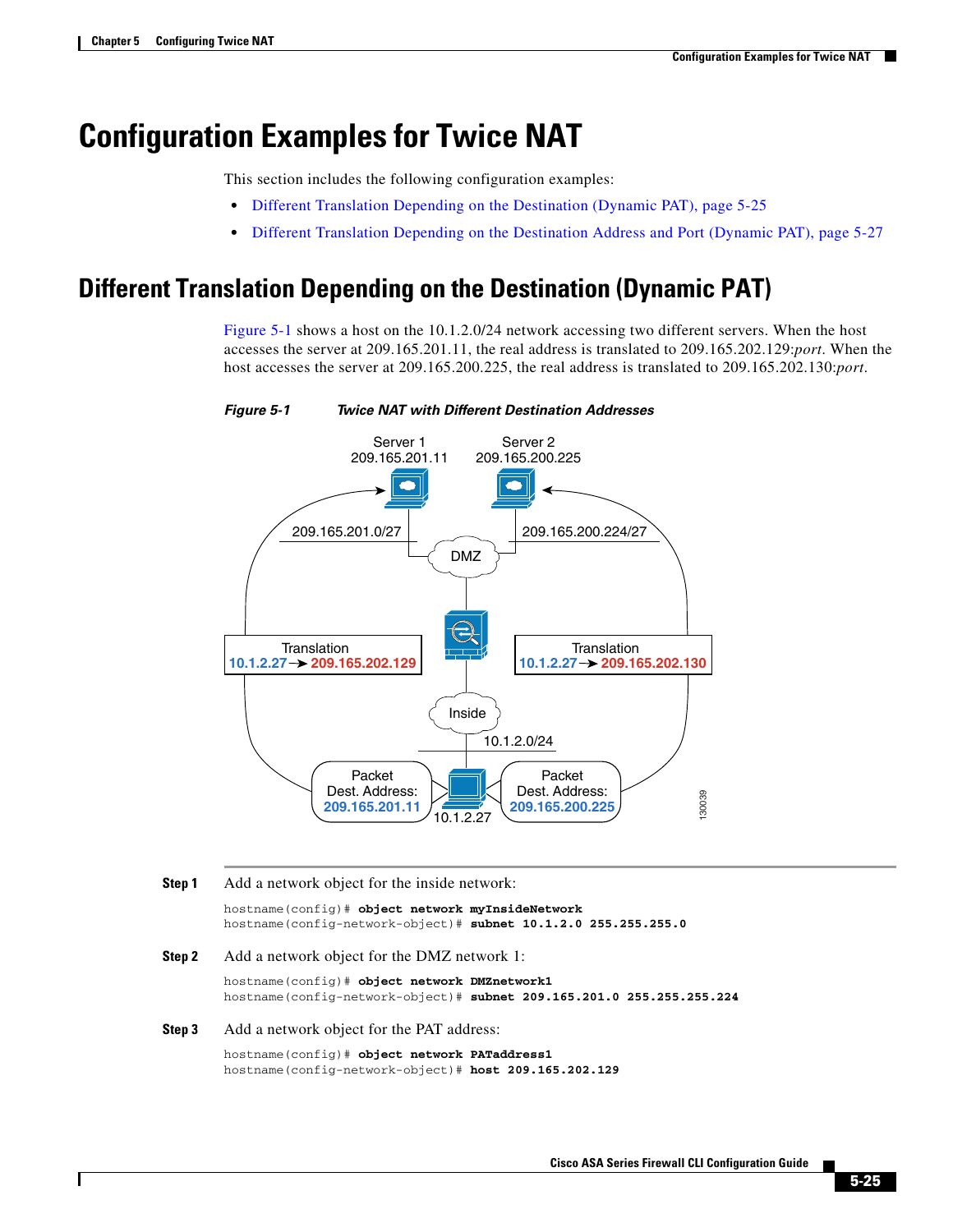# Configuration Examples for Twice NAT

This section includes the following configuration examples:

- Different Translation Depending on the Destination (Dynamic PAT), page 5-25
- Different Translation Depending on the Destination Address and Port (Dynamic PAT), page 5-27

## Different Translation Depending on the Destination (Dynamic PAT)

Figure 5-1 shows a host on the 10.1.2.0/24 network accessing two different servers. When the host accesses the server at 209.165.201.11, the real address is translated to 209.165.202.129:*port*. When the host accesses the server at 209.165.200.225, the real address is translated to 209.165.202.130:*port*.

***Figure 5-1 Twice NAT with Different Destination Addresses***

**Step 1** Add a network object for the inside network:

```
hostname(config)# object network myInsideNetwork
hostname(config-network-object)# subnet 10.1.2.0 255.255.255.0
```

**Step 2** Add a network object for the DMZ network 1:

```
hostname(config)# object network DMZnetwork1
hostname(config-network-object)# subnet 209.165.201.0 255.255.255.224
```

**Step 3** Add a network object for the PAT address:

```
hostname(config)# object network PATaddress1
hostname(config-network-object)# host 209.165.202.129
```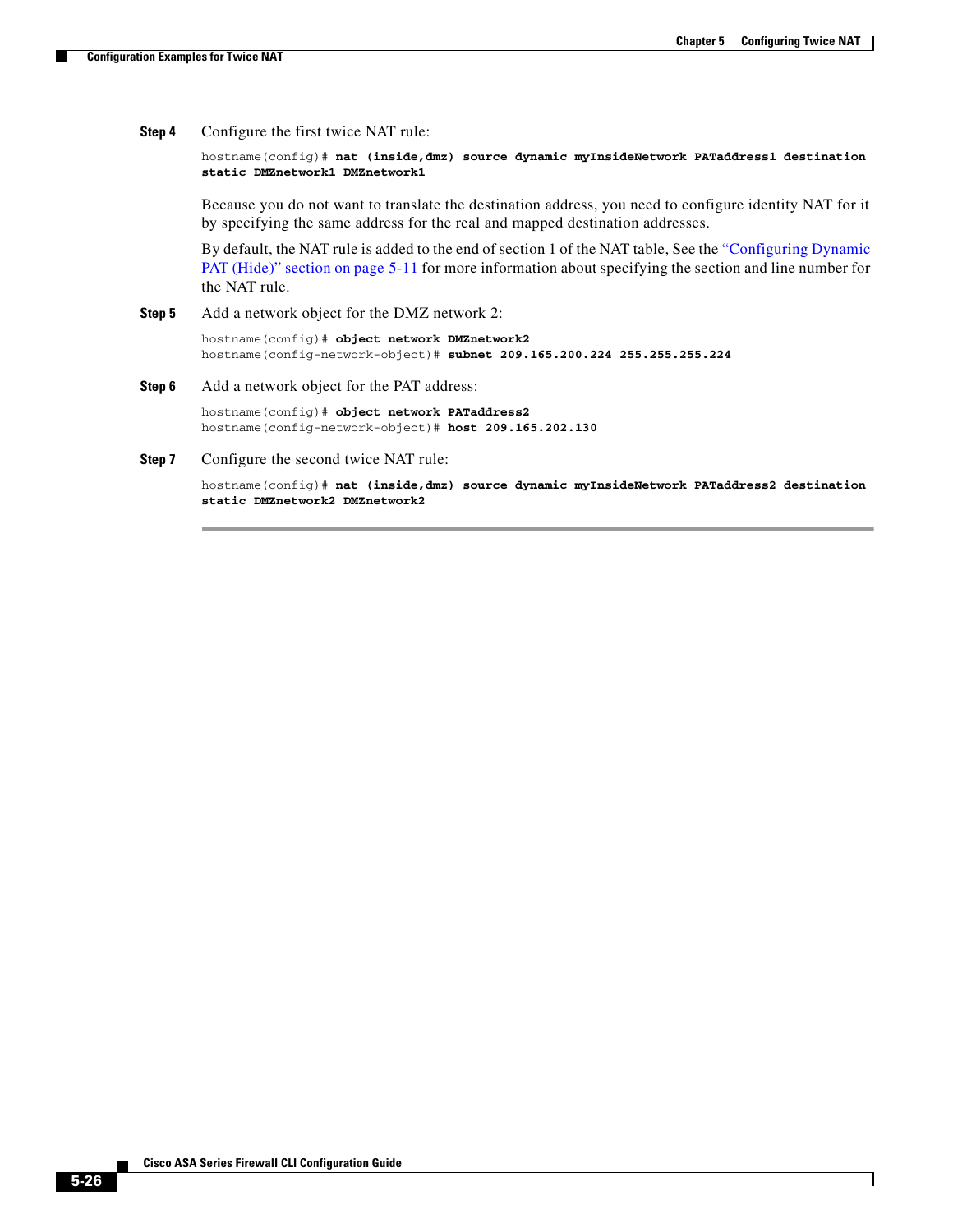**Step 4** Configure the first twice NAT rule:

```
hostname(config)# nat (inside,dmz) source dynamic myInsideNetwork PATaddress1 destination
static DMZnetwork1 DMZnetwork1
```

Because you do not want to translate the destination address, you need to configure identity NAT for it by specifying the same address for the real and mapped destination addresses.

By default, the NAT rule is added to the end of section 1 of the NAT table, See the "Configuring Dynamic PAT (Hide)" section on page 5-11 for more information about specifying the section and line number for the NAT rule.

**Step 5** Add a network object for the DMZ network 2:

```
hostname(config)# object network DMZnetwork2
hostname(config-network-object)# subnet 209.165.200.224 255.255.255.224
```

**Step 6** Add a network object for the PAT address:

```
hostname(config)# object network PATaddress2
hostname(config-network-object)# host 209.165.202.130
```

**Step 7** Configure the second twice NAT rule:

```
hostname(config)# nat (inside,dmz) source dynamic myInsideNetwork PATaddress2 destination
static DMZnetwork2 DMZnetwork2
```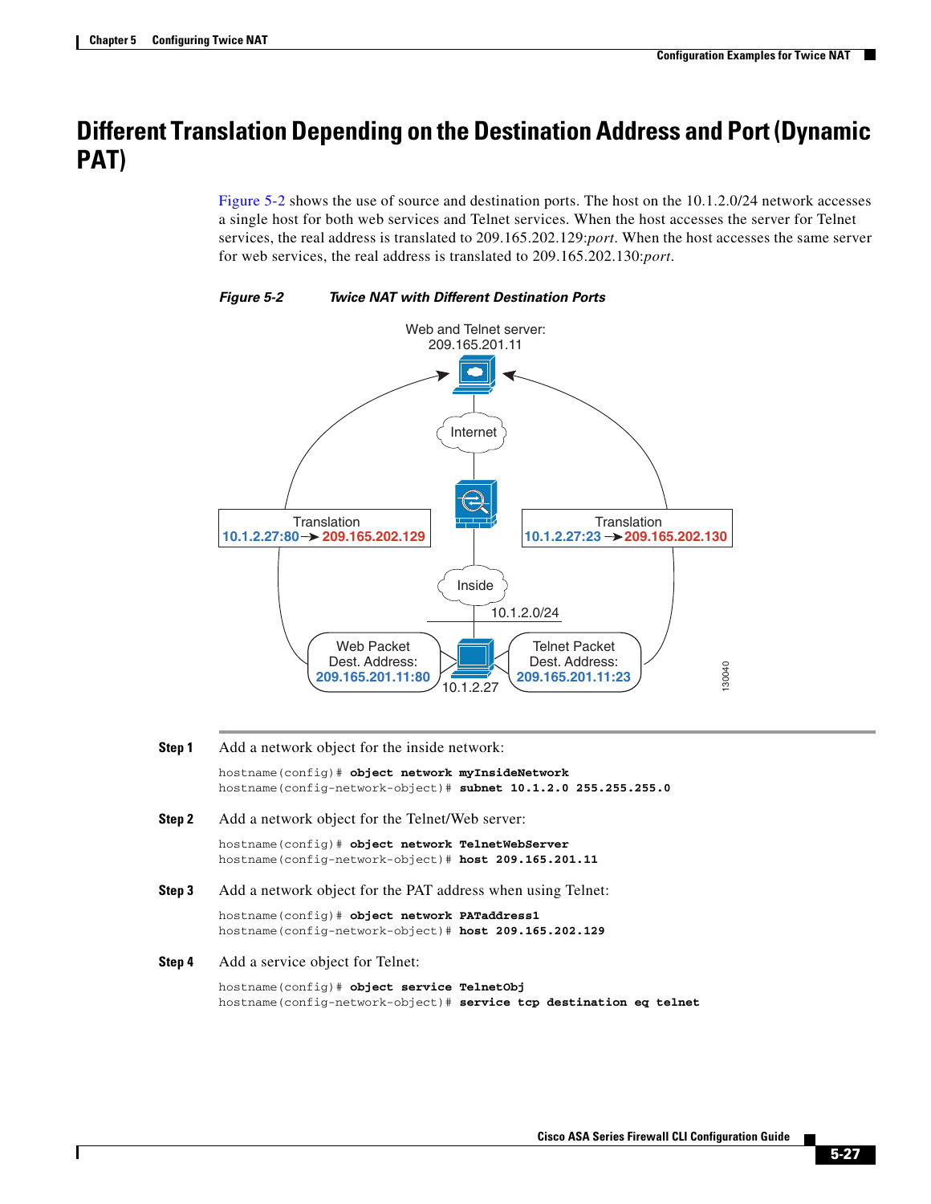# Different Translation Depending on the Destination Address and Port (Dynamic PAT)

Figure 5-2 shows the use of source and destination ports. The host on the 10.1.2.0/24 network accesses a single host for both web services and Telnet services. When the host accesses the server for Telnet services, the real address is translated to 209.165.202.129:*port*. When the host accesses the same server for web services, the real address is translated to 209.165.202.130:*port*.

***Figure 5-2 Twice NAT with Different Destination Ports***

**Step 1** Add a network object for the inside network:

```
hostname(config)# object network myInsideNetwork
hostname(config-network-object)# subnet 10.1.2.0 255.255.255.0
```

**Step 2** Add a network object for the Telnet/Web server:

```
hostname(config)# object network TelnetWebServer
hostname(config-network-object)# host 209.165.201.11
```

**Step 3** Add a network object for the PAT address when using Telnet:

```
hostname(config)# object network PATaddress1
hostname(config-network-object)# host 209.165.202.129
```

**Step 4** Add a service object for Telnet:

```
hostname(config)# object service TelnetObj
hostname(config-network-object)# service tcp destination eq telnet
```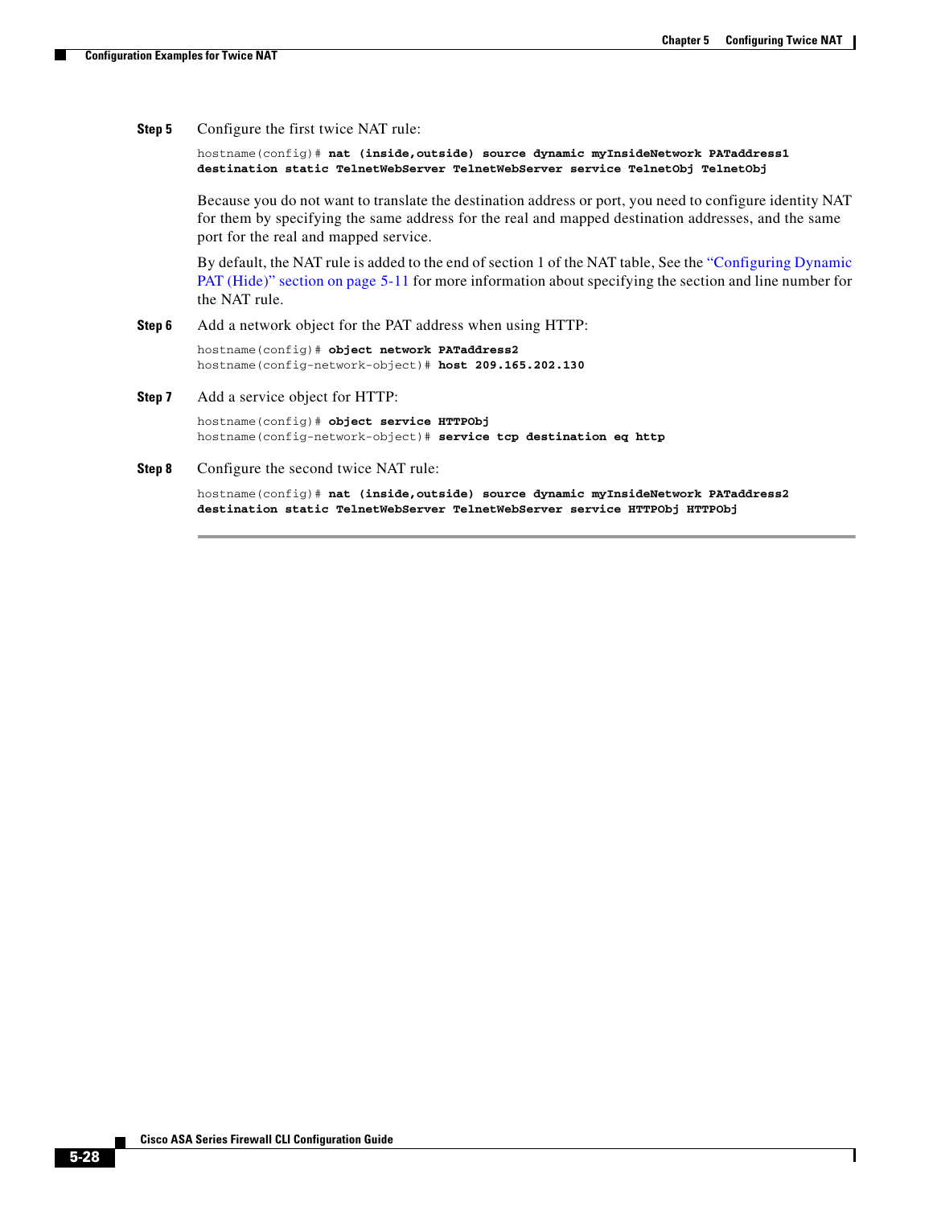**Step 5** Configure the first twice NAT rule:

```
hostname(config)# nat (inside,outside) source dynamic myInsideNetwork PATaddress1
destination static TelnetWebServer TelnetWebServer service TelnetObj TelnetObj
```

Because you do not want to translate the destination address or port, you need to configure identity NAT for them by specifying the same address for the real and mapped destination addresses, and the same port for the real and mapped service.

By default, the NAT rule is added to the end of section 1 of the NAT table, See the "Configuring Dynamic PAT (Hide)" section on page 5-11 for more information about specifying the section and line number for the NAT rule.

**Step 6** Add a network object for the PAT address when using HTTP:

```
hostname(config)# object network PATaddress2
hostname(config-network-object)# host 209.165.202.130
```

**Step 7** Add a service object for HTTP:

```
hostname(config)# object service HTTPObj
hostname(config-network-object)# service tcp destination eq http
```

**Step 8** Configure the second twice NAT rule:

```
hostname(config)# nat (inside,outside) source dynamic myInsideNetwork PATaddress2
destination static TelnetWebServer TelnetWebServer service HTTPObj HTTPObj
```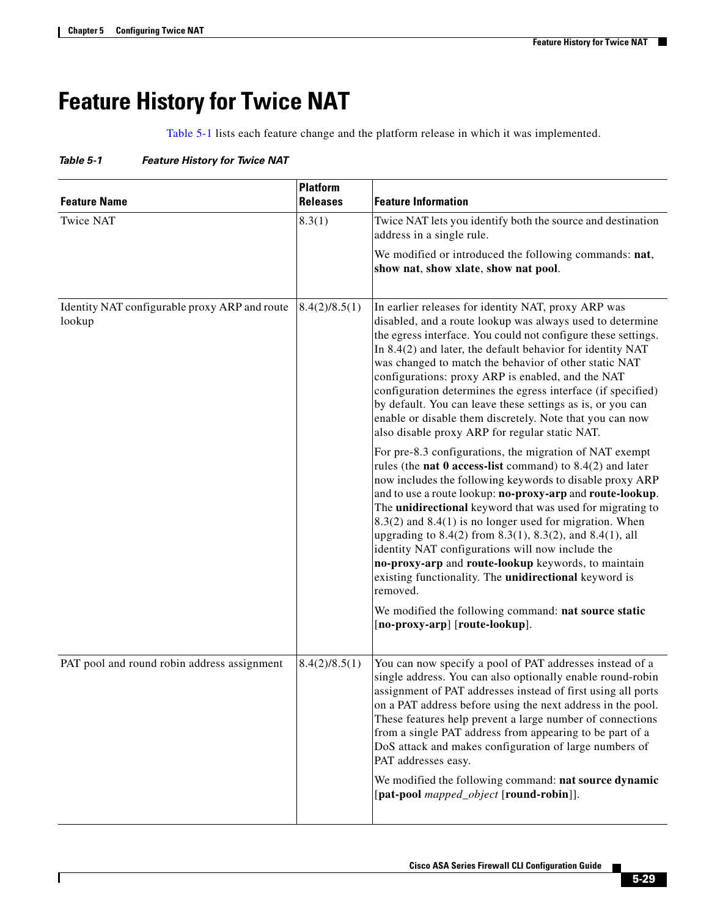# Feature History for Twice NAT

Table 5-1 lists each feature change and the platform release in which it was implemented.

*Table 5-1 Feature History for Twice NAT*

| Feature Name | Platform Releases | Feature Information |
|---|---|---|
| Twice NAT | 8.3(1) | Twice NAT lets you identify both the source and destination address in a single rule.<br><br>We modified or introduced the following commands: **nat**, **show nat**, **show xlate**, **show nat pool**. |
| Identity NAT configurable proxy ARP and route lookup | 8.4(2)/8.5(1) | In earlier releases for identity NAT, proxy ARP was disabled, and a route lookup was always used to determine the egress interface. You could not configure these settings. In 8.4(2) and later, the default behavior for identity NAT was changed to match the behavior of other static NAT configurations: proxy ARP is enabled, and the NAT configuration determines the egress interface (if specified) by default. You can leave these settings as is, or you can enable or disable them discretely. Note that you can now also disable proxy ARP for regular static NAT.<br><br>For pre-8.3 configurations, the migration of NAT exempt rules (the **nat 0 access-list** command) to 8.4(2) and later now includes the following keywords to disable proxy ARP and to use a route lookup: **no-proxy-arp** and **route-lookup**. The **unidirectional** keyword that was used for migrating to 8.3(2) and 8.4(1) is no longer used for migration. When upgrading to 8.4(2) from 8.3(1), 8.3(2), and 8.4(1), all identity NAT configurations will now include the **no-proxy-arp** and **route-lookup** keywords, to maintain existing functionality. The **unidirectional** keyword is removed.<br><br>We modified the following command: **nat source static** [**no-proxy-arp**] [**route-lookup**]. |
| PAT pool and round robin address assignment | 8.4(2)/8.5(1) | You can now specify a pool of PAT addresses instead of a single address. You can also optionally enable round-robin assignment of PAT addresses instead of first using all ports on a PAT address before using the next address in the pool. These features help prevent a large number of connections from a single PAT address from appearing to be part of a DoS attack and makes configuration of large numbers of PAT addresses easy.<br><br>We modified the following command: **nat source dynamic** [**pat-pool** *mapped_object* [**round-robin**]]. |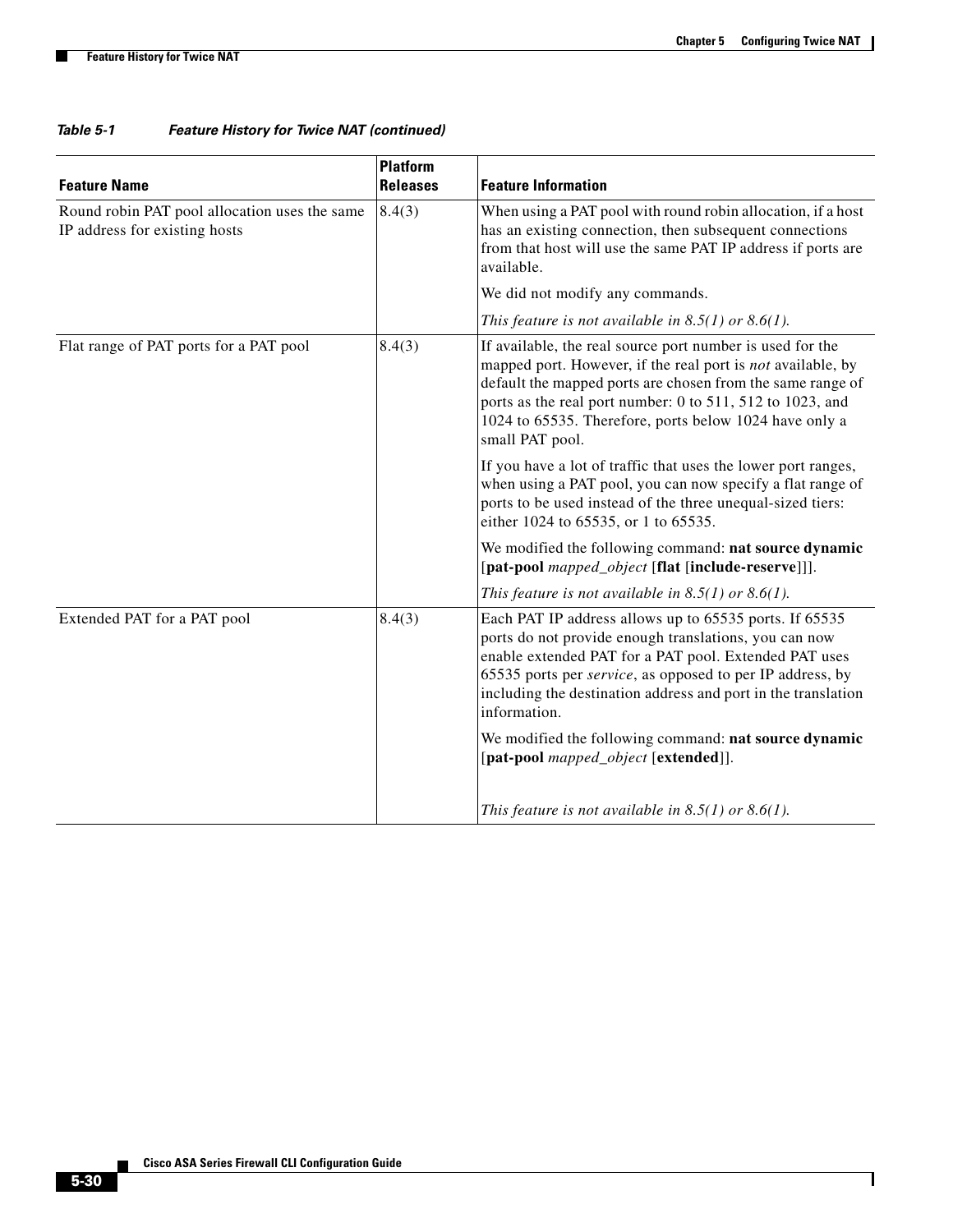**Table 5-1 Feature History for Twice NAT (continued)**

| Feature Name | Platform Releases | Feature Information |
|---|---|---|
| Round robin PAT pool allocation uses the same IP address for existing hosts | 8.4(3) | When using a PAT pool with round robin allocation, if a host has an existing connection, then subsequent connections from that host will use the same PAT IP address if ports are available.<br><br>We did not modify any commands.<br><br>*This feature is not available in 8.5(1) or 8.6(1).* |
| Flat range of PAT ports for a PAT pool | 8.4(3) | If available, the real source port number is used for the mapped port. However, if the real port is *not* available, by default the mapped ports are chosen from the same range of ports as the real port number: 0 to 511, 512 to 1023, and 1024 to 65535. Therefore, ports below 1024 have only a small PAT pool.<br><br>If you have a lot of traffic that uses the lower port ranges, when using a PAT pool, you can now specify a flat range of ports to be used instead of the three unequal-sized tiers: either 1024 to 65535, or 1 to 65535.<br><br>We modified the following command: **nat source dynamic** [**pat-pool** *mapped_object* [**flat** [**include-reserve**]]].<br><br>*This feature is not available in 8.5(1) or 8.6(1).* |
| Extended PAT for a PAT pool | 8.4(3) | Each PAT IP address allows up to 65535 ports. If 65535 ports do not provide enough translations, you can now enable extended PAT for a PAT pool. Extended PAT uses 65535 ports per *service*, as opposed to per IP address, by including the destination address and port in the translation information.<br><br>We modified the following command: **nat source dynamic** [**pat-pool** *mapped_object* [**extended**]].<br><br>*This feature is not available in 8.5(1) or 8.6(1).* |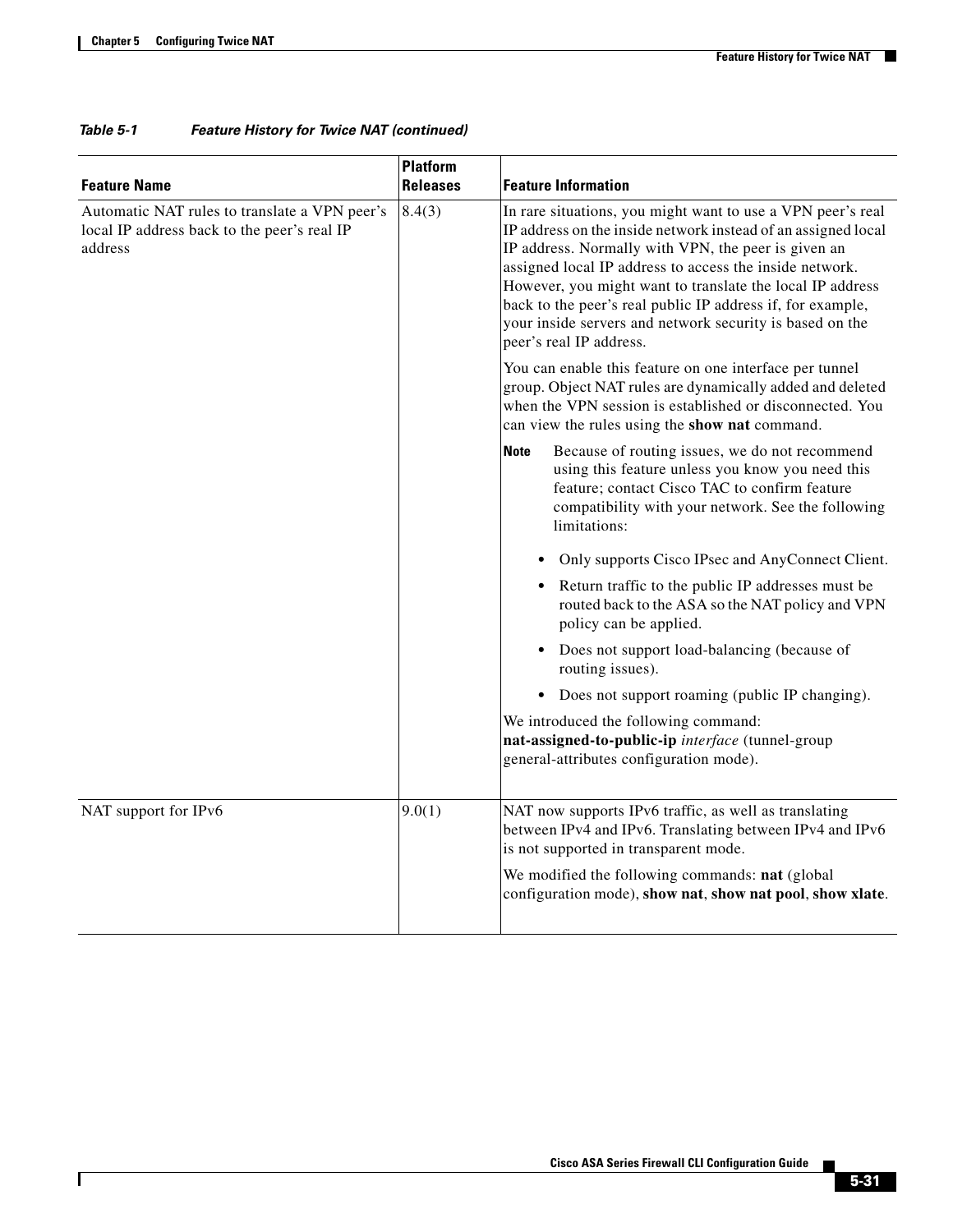Table 5-1 Feature History for Twice NAT (continued)

| Feature Name | Platform Releases | Feature Information |
|---|---|---|
| Automatic NAT rules to translate a VPN peer's local IP address back to the peer's real IP address | 8.4(3) | In rare situations, you might want to use a VPN peer's real IP address on the inside network instead of an assigned local IP address. Normally with VPN, the peer is given an assigned local IP address to access the inside network. However, you might want to translate the local IP address back to the peer's real public IP address if, for example, your inside servers and network security is based on the peer's real IP address.<br><br>You can enable this feature on one interface per tunnel group. Object NAT rules are dynamically added and deleted when the VPN session is established or disconnected. You can view the rules using the **show nat** command.<br><br>**Note** Because of routing issues, we do not recommend using this feature unless you know you need this feature; contact Cisco TAC to confirm feature compatibility with your network. See the following limitations:<br><br>• Only supports Cisco IPsec and AnyConnect Client.<br>• Return traffic to the public IP addresses must be routed back to the ASA so the NAT policy and VPN policy can be applied.<br>• Does not support load-balancing (because of routing issues).<br>• Does not support roaming (public IP changing).<br><br>We introduced the following command: **nat-assigned-to-public-ip** *interface* (tunnel-group general-attributes configuration mode). |
| NAT support for IPv6 | 9.0(1) | NAT now supports IPv6 traffic, as well as translating between IPv4 and IPv6. Translating between IPv4 and IPv6 is not supported in transparent mode.<br><br>We modified the following commands: **nat** (global configuration mode), **show nat**, **show nat pool**, **show xlate**. |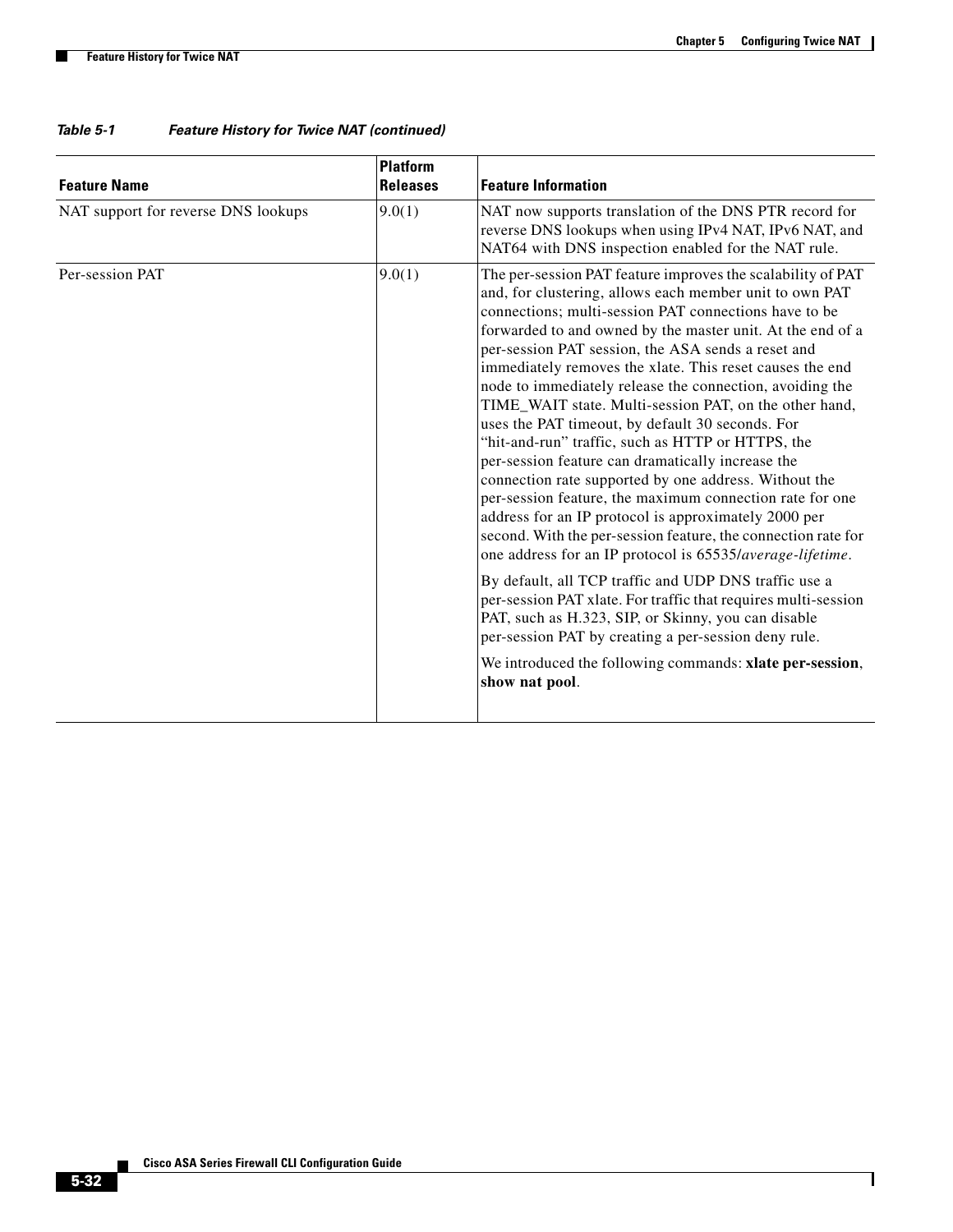Table 5-1 Feature History for Twice NAT (continued)

| Feature Name | Platform Releases | Feature Information |
|---|---|---|
| NAT support for reverse DNS lookups | 9.0(1) | NAT now supports translation of the DNS PTR record for reverse DNS lookups when using IPv4 NAT, IPv6 NAT, and NAT64 with DNS inspection enabled for the NAT rule. |
| Per-session PAT | 9.0(1) | The per-session PAT feature improves the scalability of PAT and, for clustering, allows each member unit to own PAT connections; multi-session PAT connections have to be forwarded to and owned by the master unit. At the end of a per-session PAT session, the ASA sends a reset and immediately removes the xlate. This reset causes the end node to immediately release the connection, avoiding the TIME_WAIT state. Multi-session PAT, on the other hand, uses the PAT timeout, by default 30 seconds. For "hit-and-run" traffic, such as HTTP or HTTPS, the per-session feature can dramatically increase the connection rate supported by one address. Without the per-session feature, the maximum connection rate for one address for an IP protocol is approximately 2000 per second. With the per-session feature, the connection rate for one address for an IP protocol is 65535/*average-lifetime*.<br><br>By default, all TCP traffic and UDP DNS traffic use a per-session PAT xlate. For traffic that requires multi-session PAT, such as H.323, SIP, or Skinny, you can disable per-session PAT by creating a per-session deny rule.<br><br>We introduced the following commands: **xlate per-session**, **show nat pool**. |